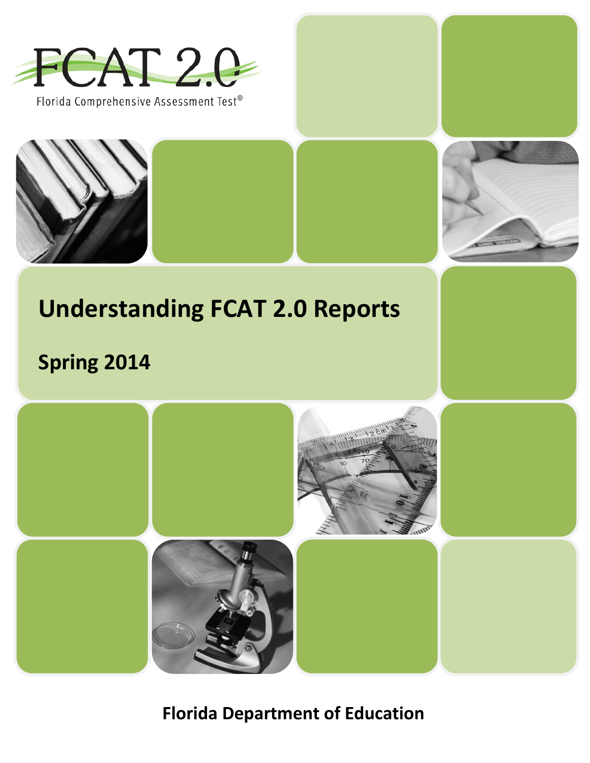FCAT 2.0

Florida Comprehensive Assessment Test®

# Understanding FCAT 2.0 Reports

## Spring 2014

**Florida Department of Education**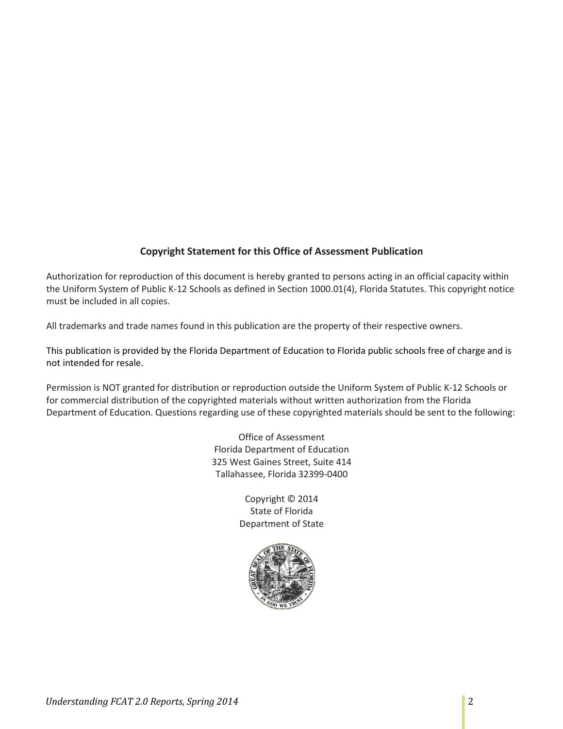## Copyright Statement for this Office of Assessment Publication

Authorization for reproduction of this document is hereby granted to persons acting in an official capacity within the Uniform System of Public K-12 Schools as defined in Section 1000.01(4), Florida Statutes. This copyright notice must be included in all copies.

All trademarks and trade names found in this publication are the property of their respective owners.

This publication is provided by the Florida Department of Education to Florida public schools free of charge and is not intended for resale.

Permission is NOT granted for distribution or reproduction outside the Uniform System of Public K-12 Schools or for commercial distribution of the copyrighted materials without written authorization from the Florida Department of Education. Questions regarding use of these copyrighted materials should be sent to the following:

Office of Assessment
Florida Department of Education
325 West Gaines Street, Suite 414
Tallahassee, Florida 32399-0400

Copyright © 2014
State of Florida
Department of State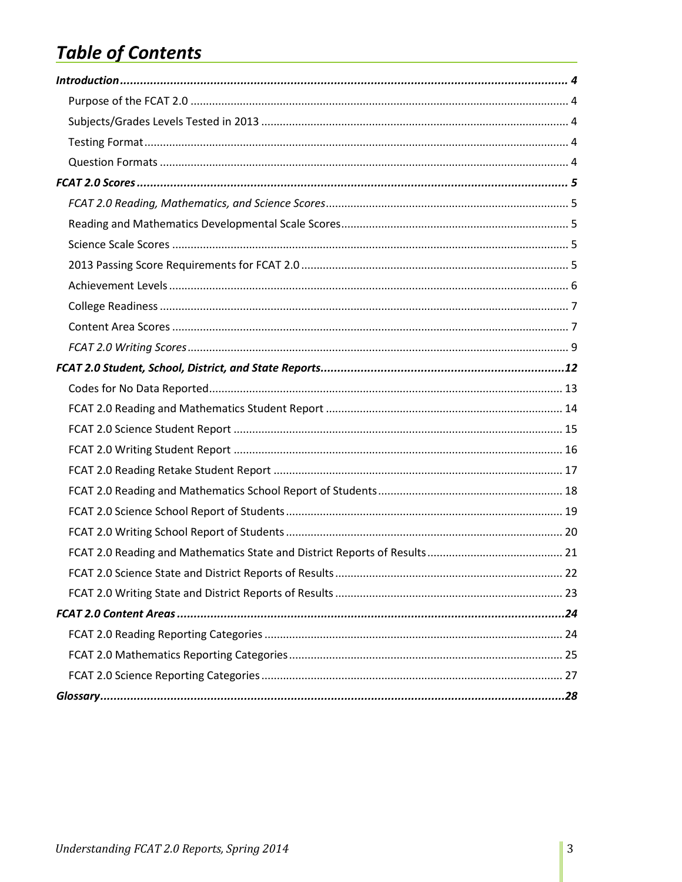# *Table of Contents*

***Introduction*** ..... ***4***

- Purpose of the FCAT 2.0 ..... 4
- Subjects/Grades Levels Tested in 2013 ..... 4
- Testing Format ..... 4
- Question Formats ..... 4

***FCAT 2.0 Scores*** ..... ***5***

- *FCAT 2.0 Reading, Mathematics, and Science Scores* ..... 5
- Reading and Mathematics Developmental Scale Scores ..... 5
- Science Scale Scores ..... 5
- 2013 Passing Score Requirements for FCAT 2.0 ..... 5
- Achievement Levels ..... 6
- College Readiness ..... 7
- Content Area Scores ..... 7
- *FCAT 2.0 Writing Scores* ..... 9

***FCAT 2.0 Student, School, District, and State Reports*** ..... ***12***

- Codes for No Data Reported ..... 13
- FCAT 2.0 Reading and Mathematics Student Report ..... 14
- FCAT 2.0 Science Student Report ..... 15
- FCAT 2.0 Writing Student Report ..... 16
- FCAT 2.0 Reading Retake Student Report ..... 17
- FCAT 2.0 Reading and Mathematics School Report of Students ..... 18
- FCAT 2.0 Science School Report of Students ..... 19
- FCAT 2.0 Writing School Report of Students ..... 20
- FCAT 2.0 Reading and Mathematics State and District Reports of Results ..... 21
- FCAT 2.0 Science State and District Reports of Results ..... 22
- FCAT 2.0 Writing State and District Reports of Results ..... 23

***FCAT 2.0 Content Areas*** ..... ***24***

- FCAT 2.0 Reading Reporting Categories ..... 24
- FCAT 2.0 Mathematics Reporting Categories ..... 25
- FCAT 2.0 Science Reporting Categories ..... 27

***Glossary*** ..... ***28***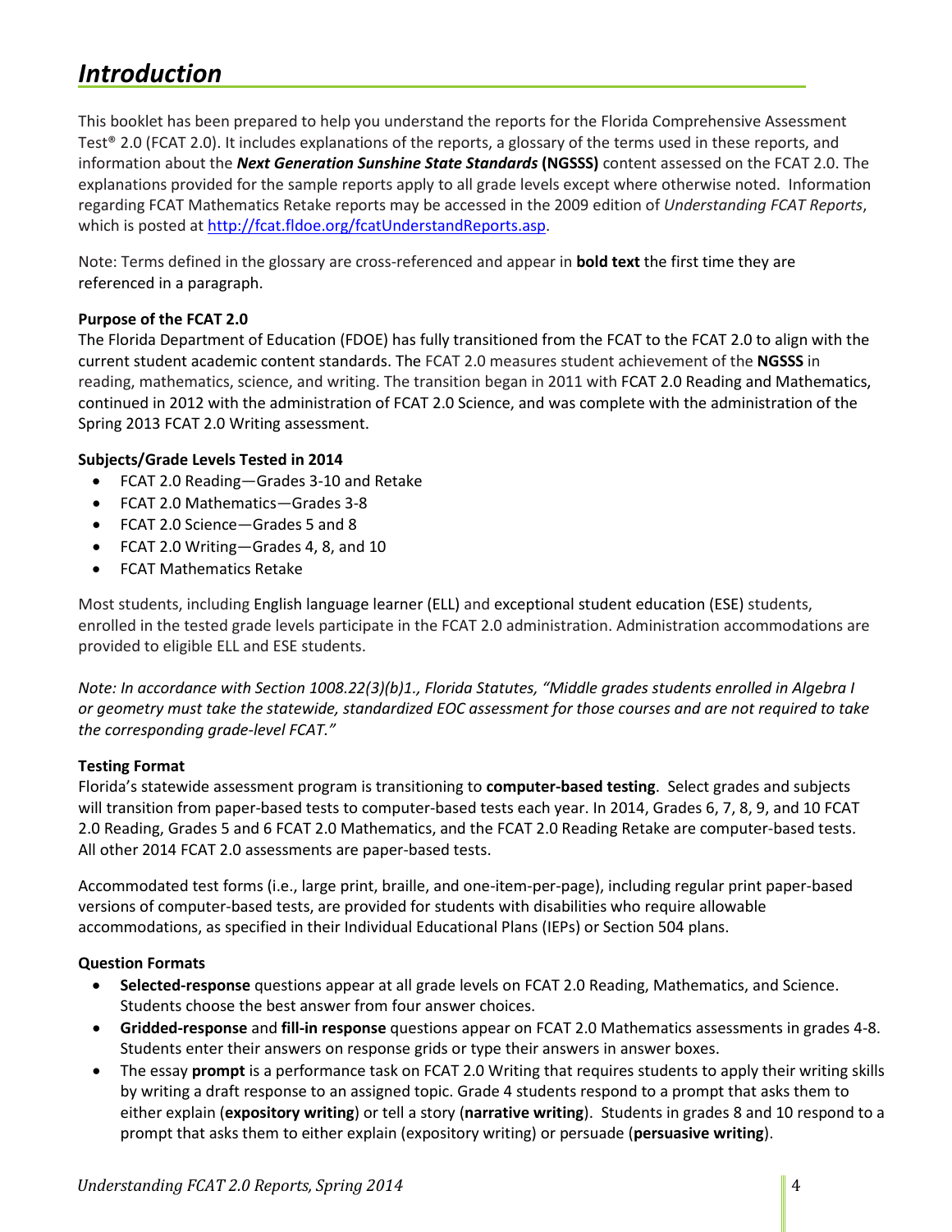# *Introduction*

This booklet has been prepared to help you understand the reports for the Florida Comprehensive Assessment Test® 2.0 (FCAT 2.0). It includes explanations of the reports, a glossary of the terms used in these reports, and information about the ***Next Generation Sunshine State Standards*** **(NGSSS)** content assessed on the FCAT 2.0. The explanations provided for the sample reports apply to all grade levels except where otherwise noted. Information regarding FCAT Mathematics Retake reports may be accessed in the 2009 edition of *Understanding FCAT Reports*, which is posted at http://fcat.fldoe.org/fcatUnderstandReports.asp.

Note: Terms defined in the glossary are cross-referenced and appear in **bold text** the first time they are referenced in a paragraph.

**Purpose of the FCAT 2.0**

The Florida Department of Education (FDOE) has fully transitioned from the FCAT to the FCAT 2.0 to align with the current student academic content standards. The FCAT 2.0 measures student achievement of the **NGSSS** in reading, mathematics, science, and writing. The transition began in 2011 with FCAT 2.0 Reading and Mathematics, continued in 2012 with the administration of FCAT 2.0 Science, and was complete with the administration of the Spring 2013 FCAT 2.0 Writing assessment.

**Subjects/Grade Levels Tested in 2014**

- FCAT 2.0 Reading—Grades 3-10 and Retake
- FCAT 2.0 Mathematics—Grades 3-8
- FCAT 2.0 Science—Grades 5 and 8
- FCAT 2.0 Writing—Grades 4, 8, and 10
- FCAT Mathematics Retake

Most students, including English language learner (ELL) and exceptional student education (ESE) students, enrolled in the tested grade levels participate in the FCAT 2.0 administration. Administration accommodations are provided to eligible ELL and ESE students.

*Note: In accordance with Section 1008.22(3)(b)1., Florida Statutes, "Middle grades students enrolled in Algebra I or geometry must take the statewide, standardized EOC assessment for those courses and are not required to take the corresponding grade-level FCAT."*

**Testing Format**

Florida's statewide assessment program is transitioning to **computer-based testing**. Select grades and subjects will transition from paper-based tests to computer-based tests each year. In 2014, Grades 6, 7, 8, 9, and 10 FCAT 2.0 Reading, Grades 5 and 6 FCAT 2.0 Mathematics, and the FCAT 2.0 Reading Retake are computer-based tests. All other 2014 FCAT 2.0 assessments are paper-based tests.

Accommodated test forms (i.e., large print, braille, and one-item-per-page), including regular print paper-based versions of computer-based tests, are provided for students with disabilities who require allowable accommodations, as specified in their Individual Educational Plans (IEPs) or Section 504 plans.

**Question Formats**

- **Selected-response** questions appear at all grade levels on FCAT 2.0 Reading, Mathematics, and Science. Students choose the best answer from four answer choices.
- **Gridded-response** and **fill-in response** questions appear on FCAT 2.0 Mathematics assessments in grades 4-8. Students enter their answers on response grids or type their answers in answer boxes.
- The essay **prompt** is a performance task on FCAT 2.0 Writing that requires students to apply their writing skills by writing a draft response to an assigned topic. Grade 4 students respond to a prompt that asks them to either explain (**expository writing**) or tell a story (**narrative writing**). Students in grades 8 and 10 respond to a prompt that asks them to either explain (expository writing) or persuade (**persuasive writing**).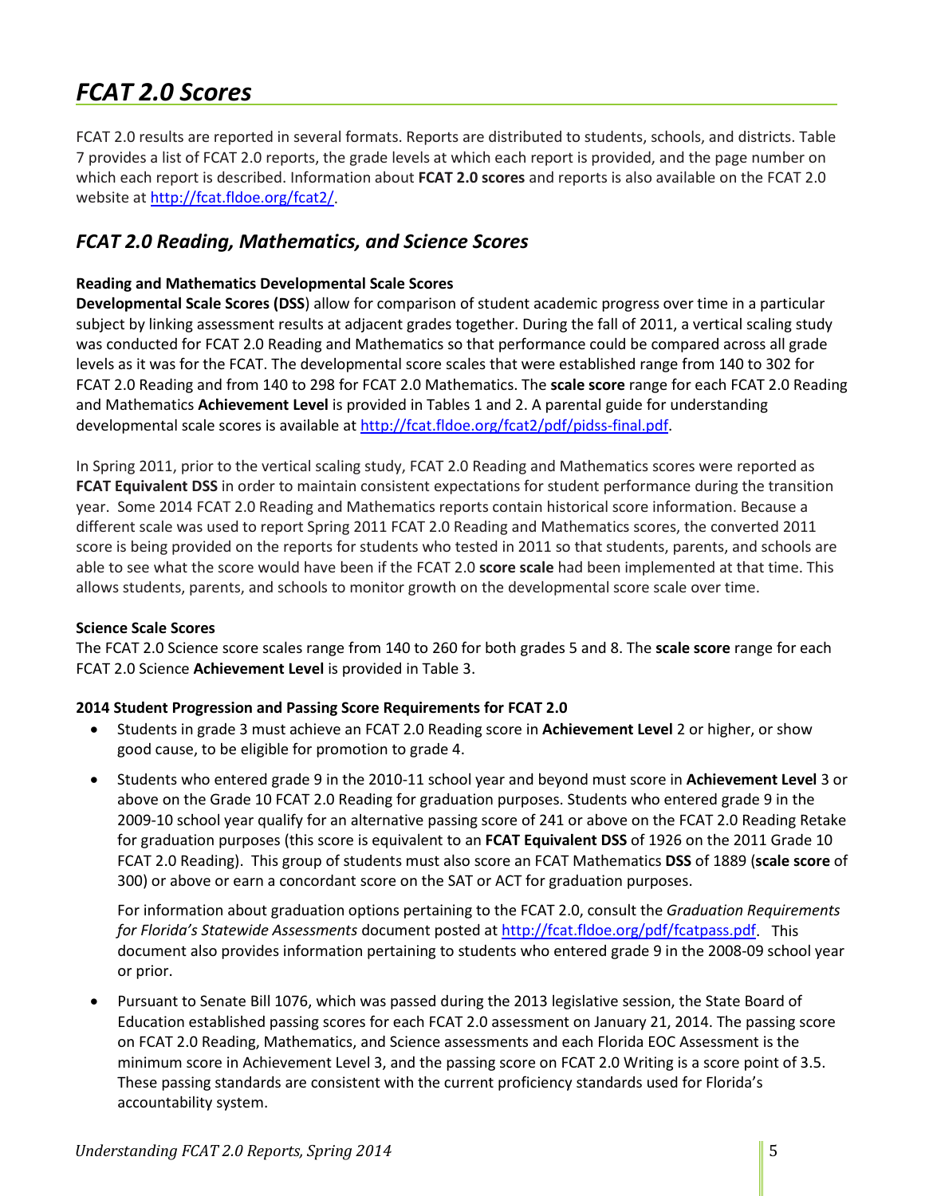# *FCAT 2.0 Scores*

FCAT 2.0 results are reported in several formats. Reports are distributed to students, schools, and districts. Table 7 provides a list of FCAT 2.0 reports, the grade levels at which each report is provided, and the page number on which each report is described. Information about **FCAT 2.0 scores** and reports is also available on the FCAT 2.0 website at http://fcat.fldoe.org/fcat2/.

## *FCAT 2.0 Reading, Mathematics, and Science Scores*

**Reading and Mathematics Developmental Scale Scores**

**Developmental Scale Scores (DSS**) allow for comparison of student academic progress over time in a particular subject by linking assessment results at adjacent grades together. During the fall of 2011, a vertical scaling study was conducted for FCAT 2.0 Reading and Mathematics so that performance could be compared across all grade levels as it was for the FCAT. The developmental score scales that were established range from 140 to 302 for FCAT 2.0 Reading and from 140 to 298 for FCAT 2.0 Mathematics. The **scale score** range for each FCAT 2.0 Reading and Mathematics **Achievement Level** is provided in Tables 1 and 2. A parental guide for understanding developmental scale scores is available at http://fcat.fldoe.org/fcat2/pdf/pidss-final.pdf.

In Spring 2011, prior to the vertical scaling study, FCAT 2.0 Reading and Mathematics scores were reported as **FCAT Equivalent DSS** in order to maintain consistent expectations for student performance during the transition year. Some 2014 FCAT 2.0 Reading and Mathematics reports contain historical score information. Because a different scale was used to report Spring 2011 FCAT 2.0 Reading and Mathematics scores, the converted 2011 score is being provided on the reports for students who tested in 2011 so that students, parents, and schools are able to see what the score would have been if the FCAT 2.0 **score scale** had been implemented at that time. This allows students, parents, and schools to monitor growth on the developmental score scale over time.

**Science Scale Scores**

The FCAT 2.0 Science score scales range from 140 to 260 for both grades 5 and 8. The **scale score** range for each FCAT 2.0 Science **Achievement Level** is provided in Table 3.

**2014 Student Progression and Passing Score Requirements for FCAT 2.0**

- Students in grade 3 must achieve an FCAT 2.0 Reading score in **Achievement Level** 2 or higher, or show good cause, to be eligible for promotion to grade 4.
- Students who entered grade 9 in the 2010-11 school year and beyond must score in **Achievement Level** 3 or above on the Grade 10 FCAT 2.0 Reading for graduation purposes. Students who entered grade 9 in the 2009-10 school year qualify for an alternative passing score of 241 or above on the FCAT 2.0 Reading Retake for graduation purposes (this score is equivalent to an **FCAT Equivalent DSS** of 1926 on the 2011 Grade 10 FCAT 2.0 Reading). This group of students must also score an FCAT Mathematics **DSS** of 1889 (**scale score** of 300) or above or earn a concordant score on the SAT or ACT for graduation purposes.

  For information about graduation options pertaining to the FCAT 2.0, consult the *Graduation Requirements for Florida's Statewide Assessments* document posted at http://fcat.fldoe.org/pdf/fcatpass.pdf. This document also provides information pertaining to students who entered grade 9 in the 2008-09 school year or prior.

- Pursuant to Senate Bill 1076, which was passed during the 2013 legislative session, the State Board of Education established passing scores for each FCAT 2.0 assessment on January 21, 2014. The passing score on FCAT 2.0 Reading, Mathematics, and Science assessments and each Florida EOC Assessment is the minimum score in Achievement Level 3, and the passing score on FCAT 2.0 Writing is a score point of 3.5. These passing standards are consistent with the current proficiency standards used for Florida's accountability system.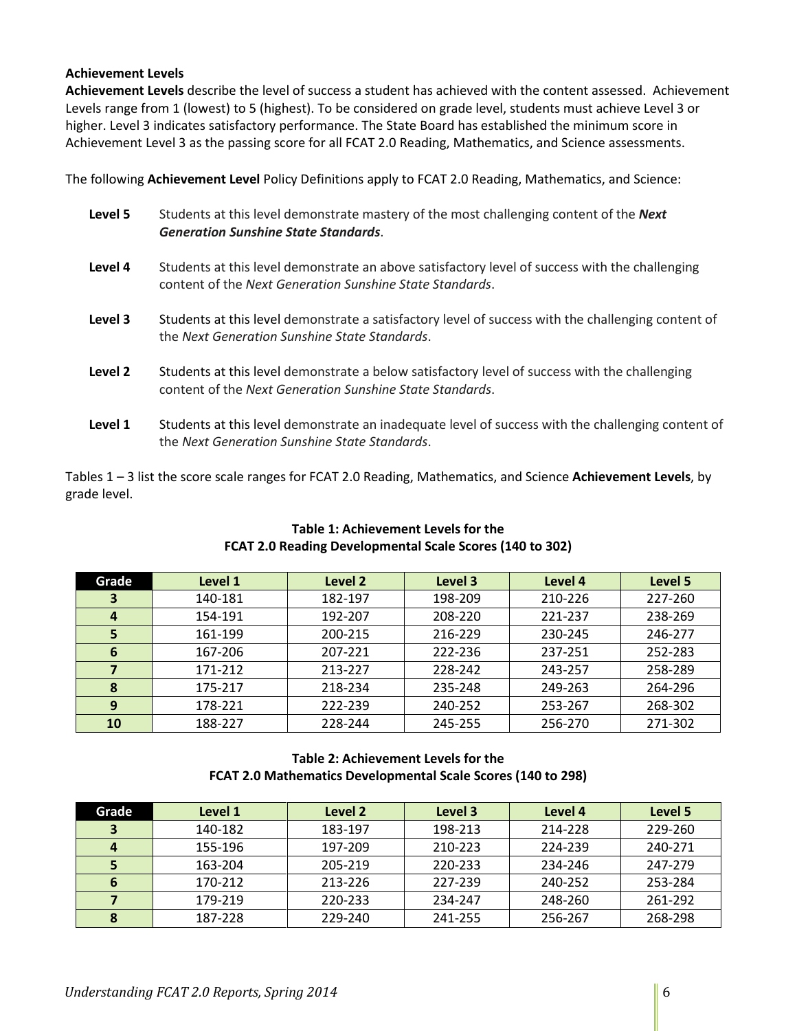### Achievement Levels

**Achievement Levels** describe the level of success a student has achieved with the content assessed. Achievement Levels range from 1 (lowest) to 5 (highest). To be considered on grade level, students must achieve Level 3 or higher. Level 3 indicates satisfactory performance. The State Board has established the minimum score in Achievement Level 3 as the passing score for all FCAT 2.0 Reading, Mathematics, and Science assessments.

The following **Achievement Level** Policy Definitions apply to FCAT 2.0 Reading, Mathematics, and Science:

**Level 5** Students at this level demonstrate mastery of the most challenging content of the ***Next Generation Sunshine State Standards***.

**Level 4** Students at this level demonstrate an above satisfactory level of success with the challenging content of the *Next Generation Sunshine State Standards*.

**Level 3** Students at this level demonstrate a satisfactory level of success with the challenging content of the *Next Generation Sunshine State Standards*.

**Level 2** Students at this level demonstrate a below satisfactory level of success with the challenging content of the *Next Generation Sunshine State Standards*.

**Level 1** Students at this level demonstrate an inadequate level of success with the challenging content of the *Next Generation Sunshine State Standards*.

Tables 1 – 3 list the score scale ranges for FCAT 2.0 Reading, Mathematics, and Science **Achievement Levels**, by grade level.

**Table 1: Achievement Levels for the FCAT 2.0 Reading Developmental Scale Scores (140 to 302)**

| Grade | Level 1 | Level 2 | Level 3 | Level 4 | Level 5 |
|---|---|---|---|---|---|
| 3 | 140-181 | 182-197 | 198-209 | 210-226 | 227-260 |
| 4 | 154-191 | 192-207 | 208-220 | 221-237 | 238-269 |
| 5 | 161-199 | 200-215 | 216-229 | 230-245 | 246-277 |
| 6 | 167-206 | 207-221 | 222-236 | 237-251 | 252-283 |
| 7 | 171-212 | 213-227 | 228-242 | 243-257 | 258-289 |
| 8 | 175-217 | 218-234 | 235-248 | 249-263 | 264-296 |
| 9 | 178-221 | 222-239 | 240-252 | 253-267 | 268-302 |
| 10 | 188-227 | 228-244 | 245-255 | 256-270 | 271-302 |

**Table 2: Achievement Levels for the FCAT 2.0 Mathematics Developmental Scale Scores (140 to 298)**

| Grade | Level 1 | Level 2 | Level 3 | Level 4 | Level 5 |
|---|---|---|---|---|---|
| 3 | 140-182 | 183-197 | 198-213 | 214-228 | 229-260 |
| 4 | 155-196 | 197-209 | 210-223 | 224-239 | 240-271 |
| 5 | 163-204 | 205-219 | 220-233 | 234-246 | 247-279 |
| 6 | 170-212 | 213-226 | 227-239 | 240-252 | 253-284 |
| 7 | 179-219 | 220-233 | 234-247 | 248-260 | 261-292 |
| 8 | 187-228 | 229-240 | 241-255 | 256-267 | 268-298 |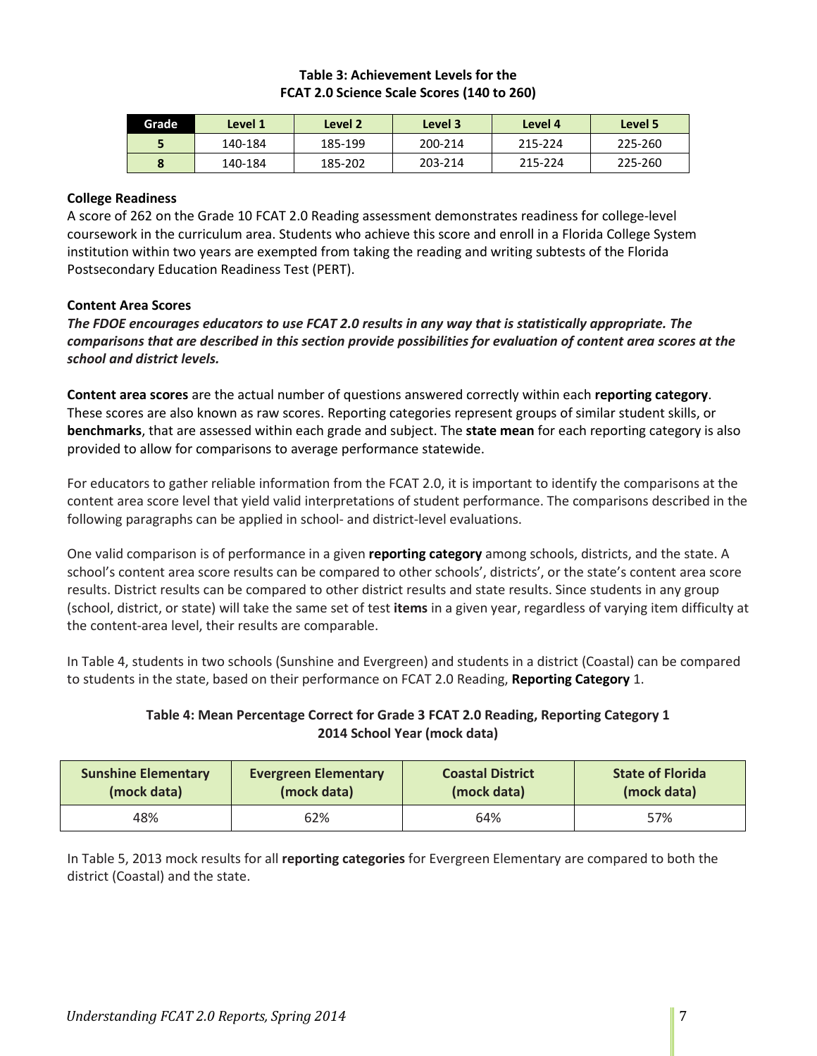**Table 3: Achievement Levels for the FCAT 2.0 Science Scale Scores (140 to 260)**

| Grade | Level 1 | Level 2 | Level 3 | Level 4 | Level 5 |
|---|---|---|---|---|---|
| 5 | 140-184 | 185-199 | 200-214 | 215-224 | 225-260 |
| 8 | 140-184 | 185-202 | 203-214 | 215-224 | 225-260 |

### College Readiness

A score of 262 on the Grade 10 FCAT 2.0 Reading assessment demonstrates readiness for college-level coursework in the curriculum area. Students who achieve this score and enroll in a Florida College System institution within two years are exempted from taking the reading and writing subtests of the Florida Postsecondary Education Readiness Test (PERT).

### Content Area Scores

***The FDOE encourages educators to use FCAT 2.0 results in any way that is statistically appropriate. The comparisons that are described in this section provide possibilities for evaluation of content area scores at the school and district levels.***

**Content area scores** are the actual number of questions answered correctly within each **reporting category**. These scores are also known as raw scores. Reporting categories represent groups of similar student skills, or **benchmarks**, that are assessed within each grade and subject. The **state mean** for each reporting category is also provided to allow for comparisons to average performance statewide.

For educators to gather reliable information from the FCAT 2.0, it is important to identify the comparisons at the content area score level that yield valid interpretations of student performance. The comparisons described in the following paragraphs can be applied in school- and district-level evaluations.

One valid comparison is of performance in a given **reporting category** among schools, districts, and the state. A school's content area score results can be compared to other schools', districts', or the state's content area score results. District results can be compared to other district results and state results. Since students in any group (school, district, or state) will take the same set of test **items** in a given year, regardless of varying item difficulty at the content-area level, their results are comparable.

In Table 4, students in two schools (Sunshine and Evergreen) and students in a district (Coastal) can be compared to students in the state, based on their performance on FCAT 2.0 Reading, **Reporting Category** 1.

**Table 4: Mean Percentage Correct for Grade 3 FCAT 2.0 Reading, Reporting Category 1 2014 School Year (mock data)**

| Sunshine Elementary (mock data) | Evergreen Elementary (mock data) | Coastal District (mock data) | State of Florida (mock data) |
|---|---|---|---|
| 48% | 62% | 64% | 57% |

In Table 5, 2013 mock results for all **reporting categories** for Evergreen Elementary are compared to both the district (Coastal) and the state.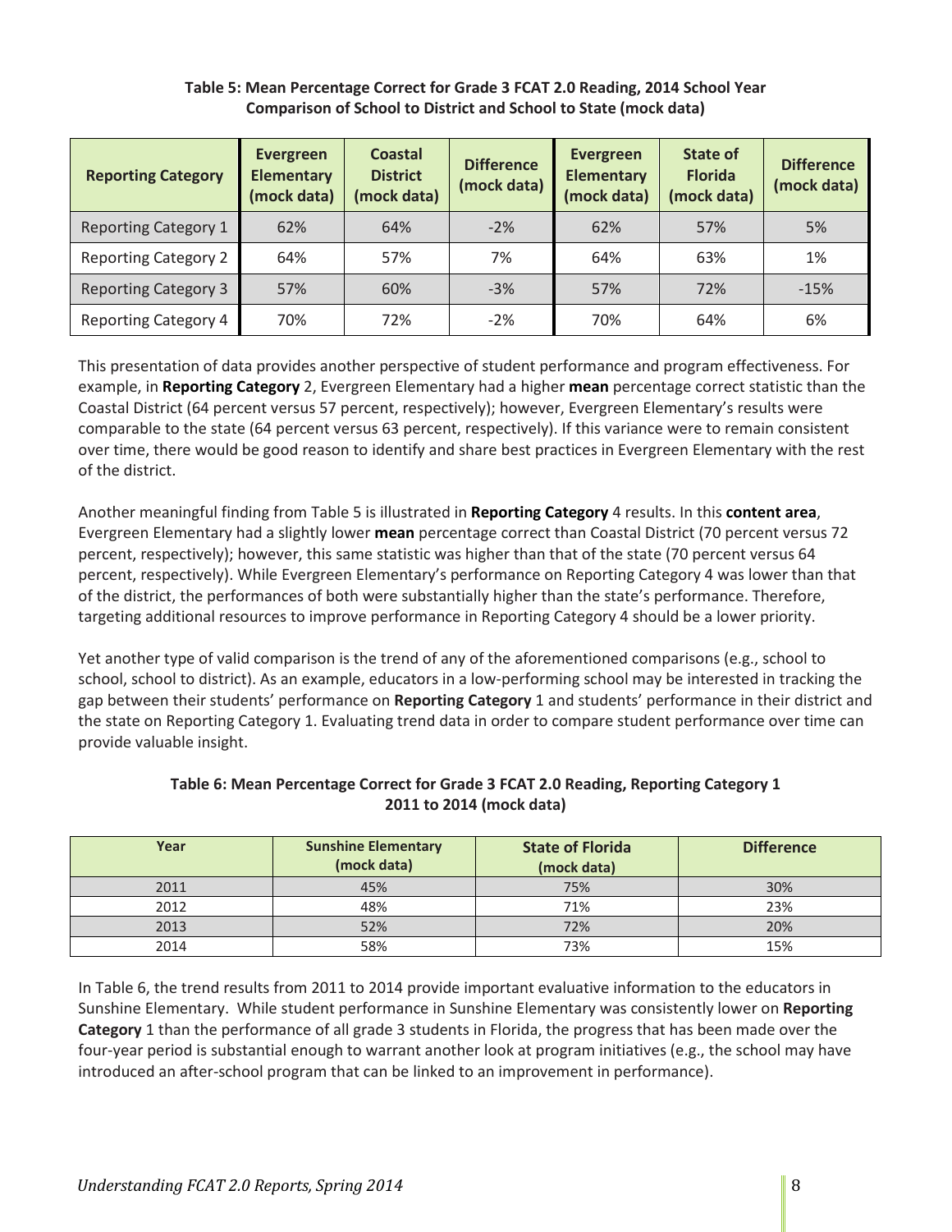**Table 5: Mean Percentage Correct for Grade 3 FCAT 2.0 Reading, 2014 School Year**
**Comparison of School to District and School to State (mock data)**

| Reporting Category | Evergreen Elementary (mock data) | Coastal District (mock data) | Difference (mock data) | Evergreen Elementary (mock data) | State of Florida (mock data) | Difference (mock data) |
|---|---|---|---|---|---|---|
| Reporting Category 1 | 62% | 64% | -2% | 62% | 57% | 5% |
| Reporting Category 2 | 64% | 57% | 7% | 64% | 63% | 1% |
| Reporting Category 3 | 57% | 60% | -3% | 57% | 72% | -15% |
| Reporting Category 4 | 70% | 72% | -2% | 70% | 64% | 6% |

This presentation of data provides another perspective of student performance and program effectiveness. For example, in **Reporting Category** 2, Evergreen Elementary had a higher **mean** percentage correct statistic than the Coastal District (64 percent versus 57 percent, respectively); however, Evergreen Elementary's results were comparable to the state (64 percent versus 63 percent, respectively). If this variance were to remain consistent over time, there would be good reason to identify and share best practices in Evergreen Elementary with the rest of the district.

Another meaningful finding from Table 5 is illustrated in **Reporting Category** 4 results. In this **content area**, Evergreen Elementary had a slightly lower **mean** percentage correct than Coastal District (70 percent versus 72 percent, respectively); however, this same statistic was higher than that of the state (70 percent versus 64 percent, respectively). While Evergreen Elementary's performance on Reporting Category 4 was lower than that of the district, the performances of both were substantially higher than the state's performance. Therefore, targeting additional resources to improve performance in Reporting Category 4 should be a lower priority.

Yet another type of valid comparison is the trend of any of the aforementioned comparisons (e.g., school to school, school to district). As an example, educators in a low-performing school may be interested in tracking the gap between their students' performance on **Reporting Category** 1 and students' performance in their district and the state on Reporting Category 1. Evaluating trend data in order to compare student performance over time can provide valuable insight.

**Table 6: Mean Percentage Correct for Grade 3 FCAT 2.0 Reading, Reporting Category 1**
**2011 to 2014 (mock data)**

| Year | Sunshine Elementary (mock data) | State of Florida (mock data) | Difference |
|---|---|---|---|
| 2011 | 45% | 75% | 30% |
| 2012 | 48% | 71% | 23% |
| 2013 | 52% | 72% | 20% |
| 2014 | 58% | 73% | 15% |

In Table 6, the trend results from 2011 to 2014 provide important evaluative information to the educators in Sunshine Elementary. While student performance in Sunshine Elementary was consistently lower on **Reporting Category** 1 than the performance of all grade 3 students in Florida, the progress that has been made over the four-year period is substantial enough to warrant another look at program initiatives (e.g., the school may have introduced an after-school program that can be linked to an improvement in performance).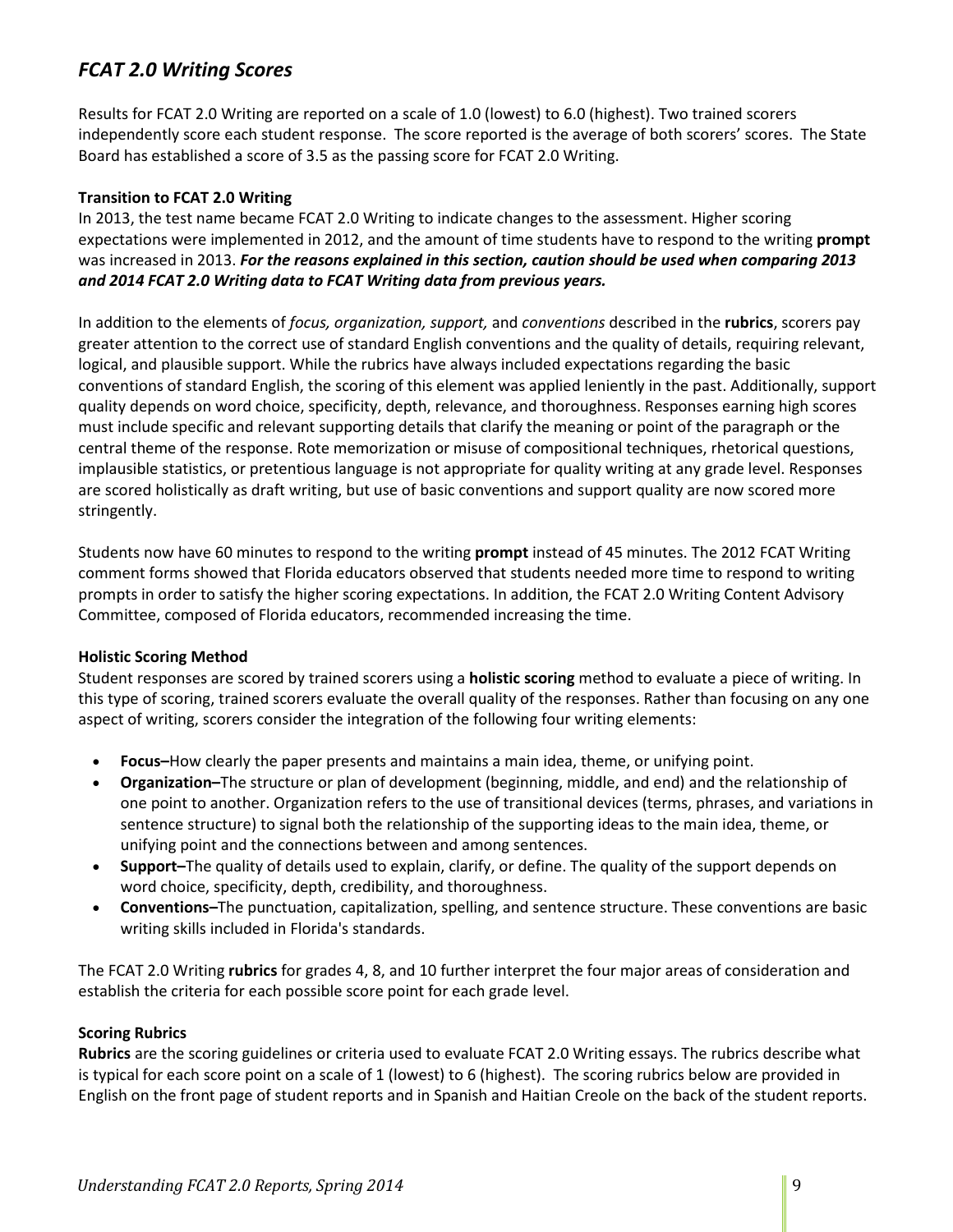## *FCAT 2.0 Writing Scores*

Results for FCAT 2.0 Writing are reported on a scale of 1.0 (lowest) to 6.0 (highest). Two trained scorers independently score each student response. The score reported is the average of both scorers' scores. The State Board has established a score of 3.5 as the passing score for FCAT 2.0 Writing.

**Transition to FCAT 2.0 Writing**

In 2013, the test name became FCAT 2.0 Writing to indicate changes to the assessment. Higher scoring expectations were implemented in 2012, and the amount of time students have to respond to the writing **prompt** was increased in 2013. ***For the reasons explained in this section, caution should be used when comparing 2013 and 2014 FCAT 2.0 Writing data to FCAT Writing data from previous years.***

In addition to the elements of *focus, organization, support,* and *conventions* described in the **rubrics**, scorers pay greater attention to the correct use of standard English conventions and the quality of details, requiring relevant, logical, and plausible support. While the rubrics have always included expectations regarding the basic conventions of standard English, the scoring of this element was applied leniently in the past. Additionally, support quality depends on word choice, specificity, depth, relevance, and thoroughness. Responses earning high scores must include specific and relevant supporting details that clarify the meaning or point of the paragraph or the central theme of the response. Rote memorization or misuse of compositional techniques, rhetorical questions, implausible statistics, or pretentious language is not appropriate for quality writing at any grade level. Responses are scored holistically as draft writing, but use of basic conventions and support quality are now scored more stringently.

Students now have 60 minutes to respond to the writing **prompt** instead of 45 minutes. The 2012 FCAT Writing comment forms showed that Florida educators observed that students needed more time to respond to writing prompts in order to satisfy the higher scoring expectations. In addition, the FCAT 2.0 Writing Content Advisory Committee, composed of Florida educators, recommended increasing the time.

**Holistic Scoring Method**

Student responses are scored by trained scorers using a **holistic scoring** method to evaluate a piece of writing. In this type of scoring, trained scorers evaluate the overall quality of the responses. Rather than focusing on any one aspect of writing, scorers consider the integration of the following four writing elements:

- **Focus–**How clearly the paper presents and maintains a main idea, theme, or unifying point.
- **Organization–**The structure or plan of development (beginning, middle, and end) and the relationship of one point to another. Organization refers to the use of transitional devices (terms, phrases, and variations in sentence structure) to signal both the relationship of the supporting ideas to the main idea, theme, or unifying point and the connections between and among sentences.
- **Support–**The quality of details used to explain, clarify, or define. The quality of the support depends on word choice, specificity, depth, credibility, and thoroughness.
- **Conventions–**The punctuation, capitalization, spelling, and sentence structure. These conventions are basic writing skills included in Florida's standards.

The FCAT 2.0 Writing **rubrics** for grades 4, 8, and 10 further interpret the four major areas of consideration and establish the criteria for each possible score point for each grade level.

**Scoring Rubrics**

**Rubrics** are the scoring guidelines or criteria used to evaluate FCAT 2.0 Writing essays. The rubrics describe what is typical for each score point on a scale of 1 (lowest) to 6 (highest). The scoring rubrics below are provided in English on the front page of student reports and in Spanish and Haitian Creole on the back of the student reports.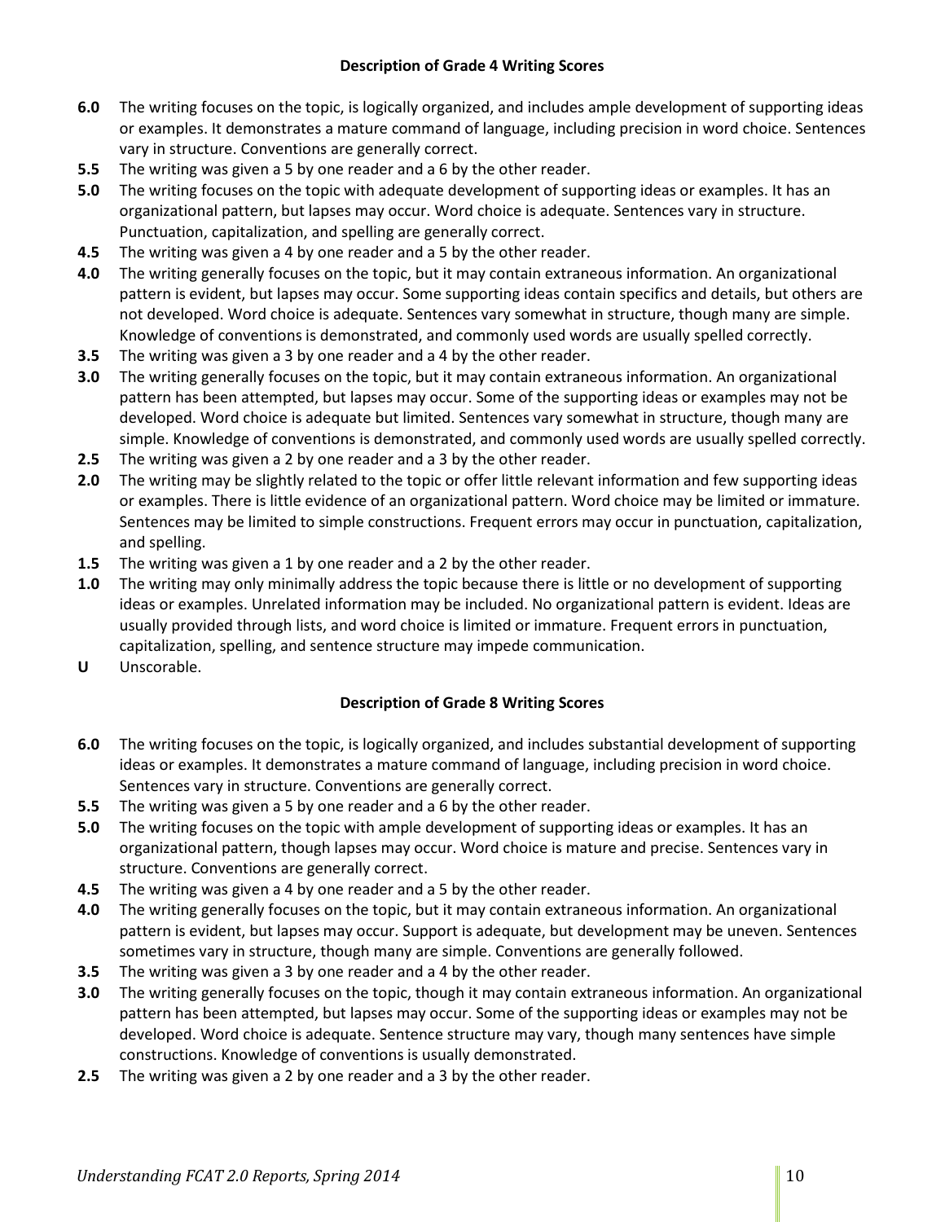### Description of Grade 4 Writing Scores

**6.0** The writing focuses on the topic, is logically organized, and includes ample development of supporting ideas or examples. It demonstrates a mature command of language, including precision in word choice. Sentences vary in structure. Conventions are generally correct.

**5.5** The writing was given a 5 by one reader and a 6 by the other reader.

**5.0** The writing focuses on the topic with adequate development of supporting ideas or examples. It has an organizational pattern, but lapses may occur. Word choice is adequate. Sentences vary in structure. Punctuation, capitalization, and spelling are generally correct.

**4.5** The writing was given a 4 by one reader and a 5 by the other reader.

**4.0** The writing generally focuses on the topic, but it may contain extraneous information. An organizational pattern is evident, but lapses may occur. Some supporting ideas contain specifics and details, but others are not developed. Word choice is adequate. Sentences vary somewhat in structure, though many are simple. Knowledge of conventions is demonstrated, and commonly used words are usually spelled correctly.

**3.5** The writing was given a 3 by one reader and a 4 by the other reader.

**3.0** The writing generally focuses on the topic, but it may contain extraneous information. An organizational pattern has been attempted, but lapses may occur. Some of the supporting ideas or examples may not be developed. Word choice is adequate but limited. Sentences vary somewhat in structure, though many are simple. Knowledge of conventions is demonstrated, and commonly used words are usually spelled correctly.

**2.5** The writing was given a 2 by one reader and a 3 by the other reader.

**2.0** The writing may be slightly related to the topic or offer little relevant information and few supporting ideas or examples. There is little evidence of an organizational pattern. Word choice may be limited or immature. Sentences may be limited to simple constructions. Frequent errors may occur in punctuation, capitalization, and spelling.

**1.5** The writing was given a 1 by one reader and a 2 by the other reader.

**1.0** The writing may only minimally address the topic because there is little or no development of supporting ideas or examples. Unrelated information may be included. No organizational pattern is evident. Ideas are usually provided through lists, and word choice is limited or immature. Frequent errors in punctuation, capitalization, spelling, and sentence structure may impede communication.

**U** Unscorable.

### Description of Grade 8 Writing Scores

**6.0** The writing focuses on the topic, is logically organized, and includes substantial development of supporting ideas or examples. It demonstrates a mature command of language, including precision in word choice. Sentences vary in structure. Conventions are generally correct.

**5.5** The writing was given a 5 by one reader and a 6 by the other reader.

**5.0** The writing focuses on the topic with ample development of supporting ideas or examples. It has an organizational pattern, though lapses may occur. Word choice is mature and precise. Sentences vary in structure. Conventions are generally correct.

**4.5** The writing was given a 4 by one reader and a 5 by the other reader.

**4.0** The writing generally focuses on the topic, but it may contain extraneous information. An organizational pattern is evident, but lapses may occur. Support is adequate, but development may be uneven. Sentences sometimes vary in structure, though many are simple. Conventions are generally followed.

**3.5** The writing was given a 3 by one reader and a 4 by the other reader.

**3.0** The writing generally focuses on the topic, though it may contain extraneous information. An organizational pattern has been attempted, but lapses may occur. Some of the supporting ideas or examples may not be developed. Word choice is adequate. Sentence structure may vary, though many sentences have simple constructions. Knowledge of conventions is usually demonstrated.

**2.5** The writing was given a 2 by one reader and a 3 by the other reader.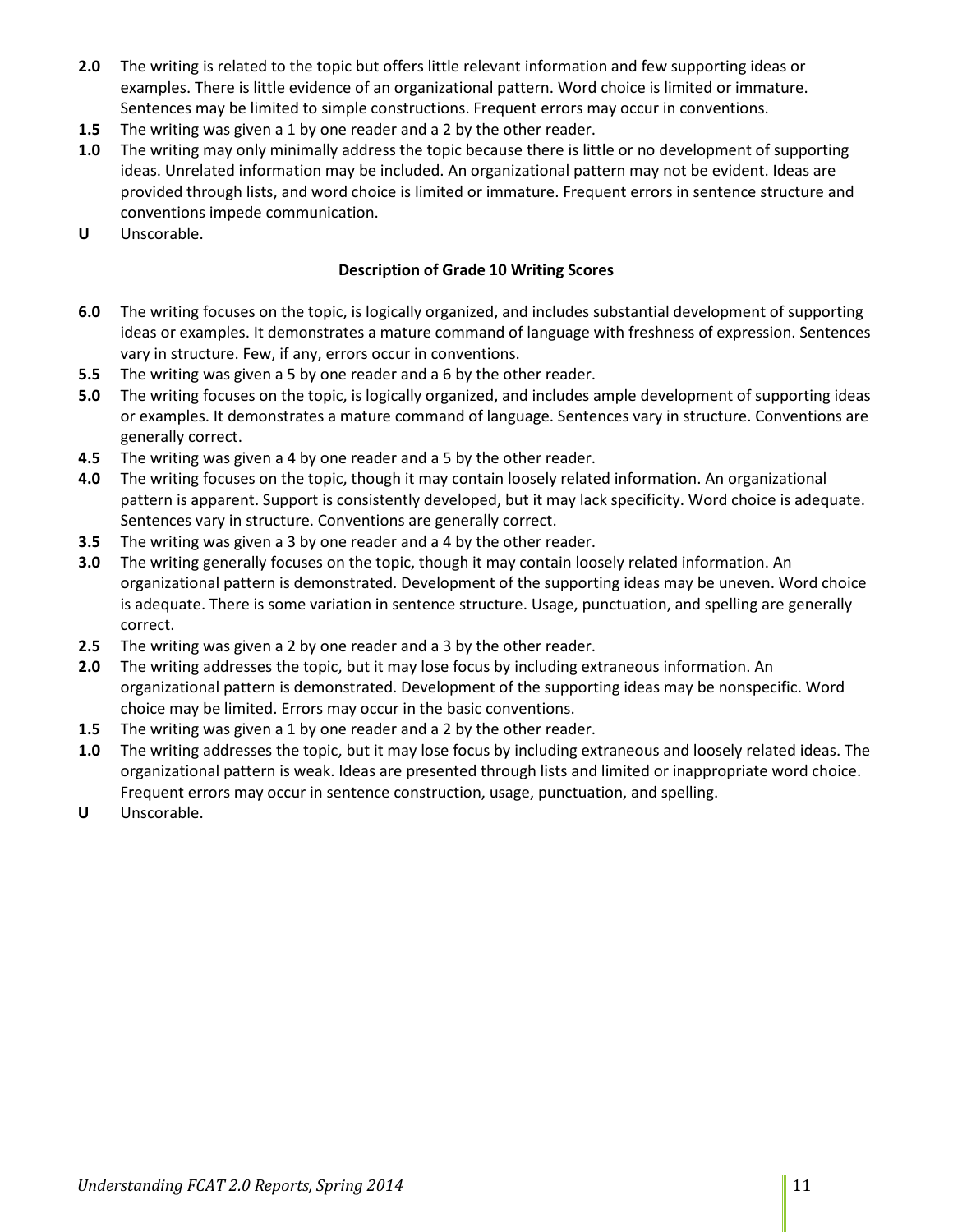**2.0** The writing is related to the topic but offers little relevant information and few supporting ideas or examples. There is little evidence of an organizational pattern. Word choice is limited or immature. Sentences may be limited to simple constructions. Frequent errors may occur in conventions.

**1.5** The writing was given a 1 by one reader and a 2 by the other reader.

**1.0** The writing may only minimally address the topic because there is little or no development of supporting ideas. Unrelated information may be included. An organizational pattern may not be evident. Ideas are provided through lists, and word choice is limited or immature. Frequent errors in sentence structure and conventions impede communication.

**U** Unscorable.

### Description of Grade 10 Writing Scores

**6.0** The writing focuses on the topic, is logically organized, and includes substantial development of supporting ideas or examples. It demonstrates a mature command of language with freshness of expression. Sentences vary in structure. Few, if any, errors occur in conventions.

**5.5** The writing was given a 5 by one reader and a 6 by the other reader.

**5.0** The writing focuses on the topic, is logically organized, and includes ample development of supporting ideas or examples. It demonstrates a mature command of language. Sentences vary in structure. Conventions are generally correct.

**4.5** The writing was given a 4 by one reader and a 5 by the other reader.

**4.0** The writing focuses on the topic, though it may contain loosely related information. An organizational pattern is apparent. Support is consistently developed, but it may lack specificity. Word choice is adequate. Sentences vary in structure. Conventions are generally correct.

**3.5** The writing was given a 3 by one reader and a 4 by the other reader.

**3.0** The writing generally focuses on the topic, though it may contain loosely related information. An organizational pattern is demonstrated. Development of the supporting ideas may be uneven. Word choice is adequate. There is some variation in sentence structure. Usage, punctuation, and spelling are generally correct.

**2.5** The writing was given a 2 by one reader and a 3 by the other reader.

**2.0** The writing addresses the topic, but it may lose focus by including extraneous information. An organizational pattern is demonstrated. Development of the supporting ideas may be nonspecific. Word choice may be limited. Errors may occur in the basic conventions.

**1.5** The writing was given a 1 by one reader and a 2 by the other reader.

**1.0** The writing addresses the topic, but it may lose focus by including extraneous and loosely related ideas. The organizational pattern is weak. Ideas are presented through lists and limited or inappropriate word choice. Frequent errors may occur in sentence construction, usage, punctuation, and spelling.

**U** Unscorable.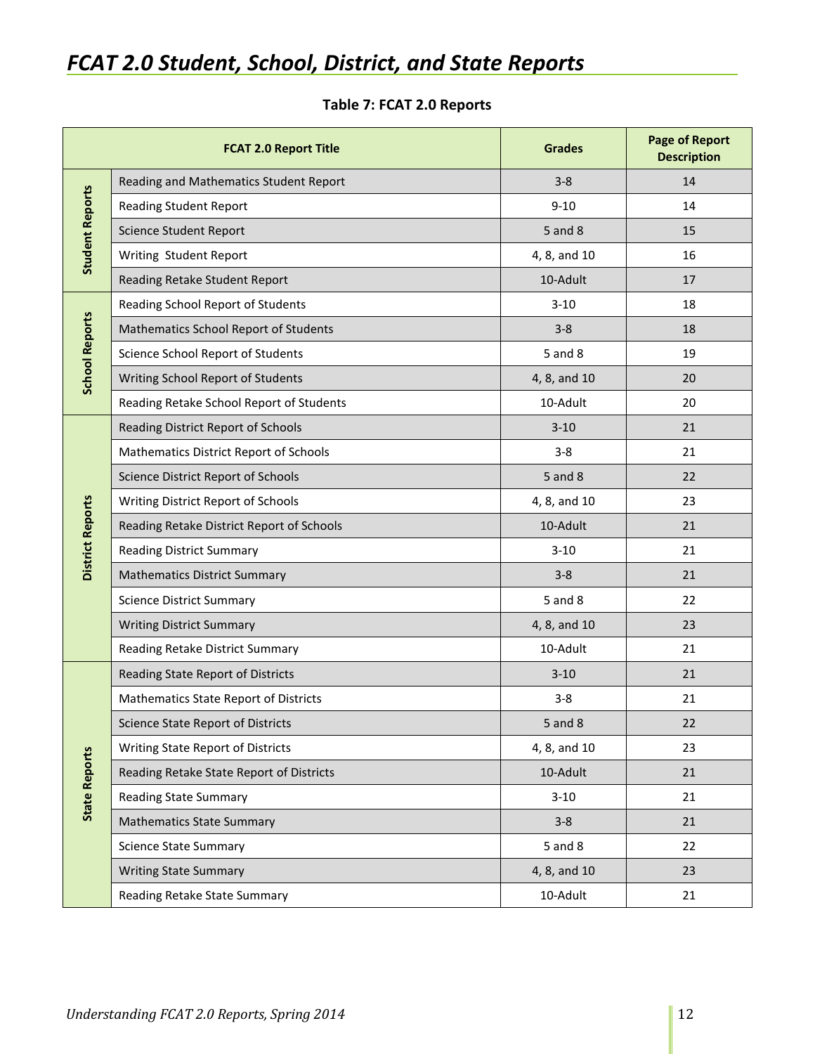## *FCAT 2.0 Student, School, District, and State Reports*

**Table 7: FCAT 2.0 Reports**

| | FCAT 2.0 Report Title | Grades | Page of Report Description |
|---|---|---|---|
| **Student Reports** | Reading and Mathematics Student Report | 3-8 | 14 |
| | Reading Student Report | 9-10 | 14 |
| | Science Student Report | 5 and 8 | 15 |
| | Writing Student Report | 4, 8, and 10 | 16 |
| | Reading Retake Student Report | 10-Adult | 17 |
| **School Reports** | Reading School Report of Students | 3-10 | 18 |
| | Mathematics School Report of Students | 3-8 | 18 |
| | Science School Report of Students | 5 and 8 | 19 |
| | Writing School Report of Students | 4, 8, and 10 | 20 |
| | Reading Retake School Report of Students | 10-Adult | 20 |
| **District Reports** | Reading District Report of Schools | 3-10 | 21 |
| | Mathematics District Report of Schools | 3-8 | 21 |
| | Science District Report of Schools | 5 and 8 | 22 |
| | Writing District Report of Schools | 4, 8, and 10 | 23 |
| | Reading Retake District Report of Schools | 10-Adult | 21 |
| | Reading District Summary | 3-10 | 21 |
| | Mathematics District Summary | 3-8 | 21 |
| | Science District Summary | 5 and 8 | 22 |
| | Writing District Summary | 4, 8, and 10 | 23 |
| | Reading Retake District Summary | 10-Adult | 21 |
| **State Reports** | Reading State Report of Districts | 3-10 | 21 |
| | Mathematics State Report of Districts | 3-8 | 21 |
| | Science State Report of Districts | 5 and 8 | 22 |
| | Writing State Report of Districts | 4, 8, and 10 | 23 |
| | Reading Retake State Report of Districts | 10-Adult | 21 |
| | Reading State Summary | 3-10 | 21 |
| | Mathematics State Summary | 3-8 | 21 |
| | Science State Summary | 5 and 8 | 22 |
| | Writing State Summary | 4, 8, and 10 | 23 |
| | Reading Retake State Summary | 10-Adult | 21 |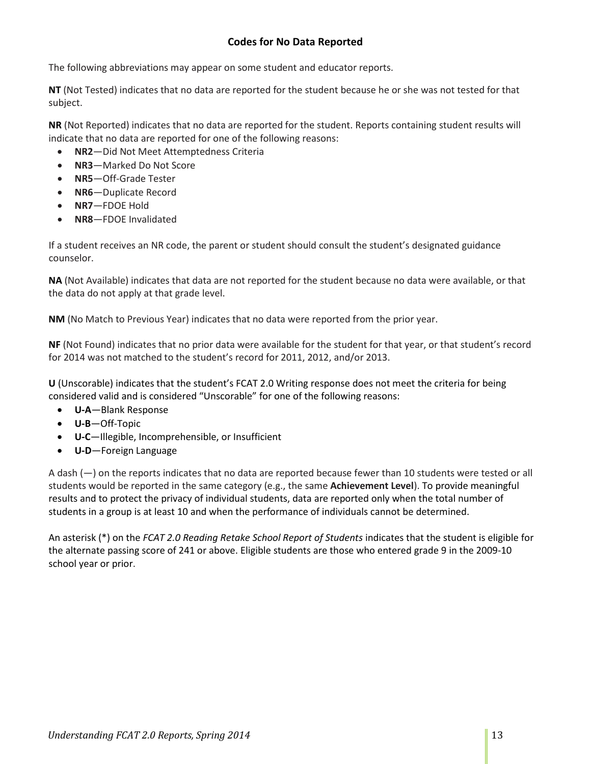## Codes for No Data Reported

The following abbreviations may appear on some student and educator reports.

**NT** (Not Tested) indicates that no data are reported for the student because he or she was not tested for that subject.

**NR** (Not Reported) indicates that no data are reported for the student. Reports containing student results will indicate that no data are reported for one of the following reasons:

- **NR2**—Did Not Meet Attemptedness Criteria
- **NR3**—Marked Do Not Score
- **NR5**—Off-Grade Tester
- **NR6**—Duplicate Record
- **NR7**—FDOE Hold
- **NR8**—FDOE Invalidated

If a student receives an NR code, the parent or student should consult the student's designated guidance counselor.

**NA** (Not Available) indicates that data are not reported for the student because no data were available, or that the data do not apply at that grade level.

**NM** (No Match to Previous Year) indicates that no data were reported from the prior year.

**NF** (Not Found) indicates that no prior data were available for the student for that year, or that student's record for 2014 was not matched to the student's record for 2011, 2012, and/or 2013.

**U** (Unscorable) indicates that the student's FCAT 2.0 Writing response does not meet the criteria for being considered valid and is considered "Unscorable" for one of the following reasons:

- **U-A**—Blank Response
- **U-B**—Off-Topic
- **U-C**—Illegible, Incomprehensible, or Insufficient
- **U-D**—Foreign Language

A dash (—) on the reports indicates that no data are reported because fewer than 10 students were tested or all students would be reported in the same category (e.g., the same **Achievement Level**). To provide meaningful results and to protect the privacy of individual students, data are reported only when the total number of students in a group is at least 10 and when the performance of individuals cannot be determined.

An asterisk (*) on the *FCAT 2.0 Reading Retake School Report of Students* indicates that the student is eligible for the alternate passing score of 241 or above. Eligible students are those who entered grade 9 in the 2009-10 school year or prior.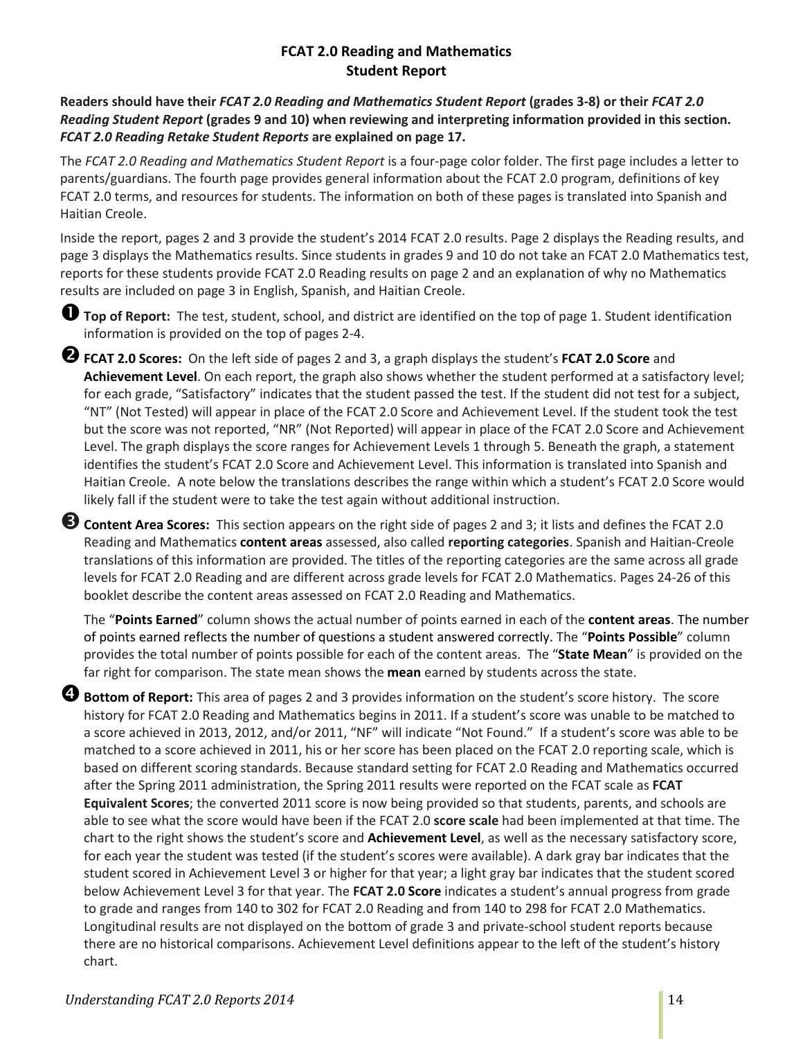# FCAT 2.0 Reading and Mathematics Student Report

**Readers should have their *FCAT 2.0 Reading and Mathematics Student Report* (grades 3-8) or their *FCAT 2.0 Reading Student Report* (grades 9 and 10) when reviewing and interpreting information provided in this section. *FCAT 2.0 Reading Retake Student Reports* are explained on page 17.**

The *FCAT 2.0 Reading and Mathematics Student Report* is a four-page color folder. The first page includes a letter to parents/guardians. The fourth page provides general information about the FCAT 2.0 program, definitions of key FCAT 2.0 terms, and resources for students. The information on both of these pages is translated into Spanish and Haitian Creole.

Inside the report, pages 2 and 3 provide the student's 2014 FCAT 2.0 results. Page 2 displays the Reading results, and page 3 displays the Mathematics results. Since students in grades 9 and 10 do not take an FCAT 2.0 Mathematics test, reports for these students provide FCAT 2.0 Reading results on page 2 and an explanation of why no Mathematics results are included on page 3 in English, Spanish, and Haitian Creole.

❶ **Top of Report:** The test, student, school, and district are identified on the top of page 1. Student identification information is provided on the top of pages 2-4.

❷ **FCAT 2.0 Scores:** On the left side of pages 2 and 3, a graph displays the student's **FCAT 2.0 Score** and **Achievement Level**. On each report, the graph also shows whether the student performed at a satisfactory level; for each grade, "Satisfactory" indicates that the student passed the test. If the student did not test for a subject, "NT" (Not Tested) will appear in place of the FCAT 2.0 Score and Achievement Level. If the student took the test but the score was not reported, "NR" (Not Reported) will appear in place of the FCAT 2.0 Score and Achievement Level. The graph displays the score ranges for Achievement Levels 1 through 5. Beneath the graph, a statement identifies the student's FCAT 2.0 Score and Achievement Level. This information is translated into Spanish and Haitian Creole. A note below the translations describes the range within which a student's FCAT 2.0 Score would likely fall if the student were to take the test again without additional instruction.

❸ **Content Area Scores:** This section appears on the right side of pages 2 and 3; it lists and defines the FCAT 2.0 Reading and Mathematics **content areas** assessed, also called **reporting categories**. Spanish and Haitian-Creole translations of this information are provided. The titles of the reporting categories are the same across all grade levels for FCAT 2.0 Reading and are different across grade levels for FCAT 2.0 Mathematics. Pages 24-26 of this booklet describe the content areas assessed on FCAT 2.0 Reading and Mathematics.

The "**Points Earned**" column shows the actual number of points earned in each of the **content areas**. The number of points earned reflects the number of questions a student answered correctly. The "**Points Possible**" column provides the total number of points possible for each of the content areas. The "**State Mean**" is provided on the far right for comparison. The state mean shows the **mean** earned by students across the state.

❹ **Bottom of Report:** This area of pages 2 and 3 provides information on the student's score history. The score history for FCAT 2.0 Reading and Mathematics begins in 2011. If a student's score was unable to be matched to a score achieved in 2013, 2012, and/or 2011, "NF" will indicate "Not Found." If a student's score was able to be matched to a score achieved in 2011, his or her score has been placed on the FCAT 2.0 reporting scale, which is based on different scoring standards. Because standard setting for FCAT 2.0 Reading and Mathematics occurred after the Spring 2011 administration, the Spring 2011 results were reported on the FCAT scale as **FCAT Equivalent Scores**; the converted 2011 score is now being provided so that students, parents, and schools are able to see what the score would have been if the FCAT 2.0 **score scale** had been implemented at that time. The chart to the right shows the student's score and **Achievement Level**, as well as the necessary satisfactory score, for each year the student was tested (if the student's scores were available). A dark gray bar indicates that the student scored in Achievement Level 3 or higher for that year; a light gray bar indicates that the student scored below Achievement Level 3 for that year. The **FCAT 2.0 Score** indicates a student's annual progress from grade to grade and ranges from 140 to 302 for FCAT 2.0 Reading and from 140 to 298 for FCAT 2.0 Mathematics. Longitudinal results are not displayed on the bottom of grade 3 and private-school student reports because there are no historical comparisons. Achievement Level definitions appear to the left of the student's history chart.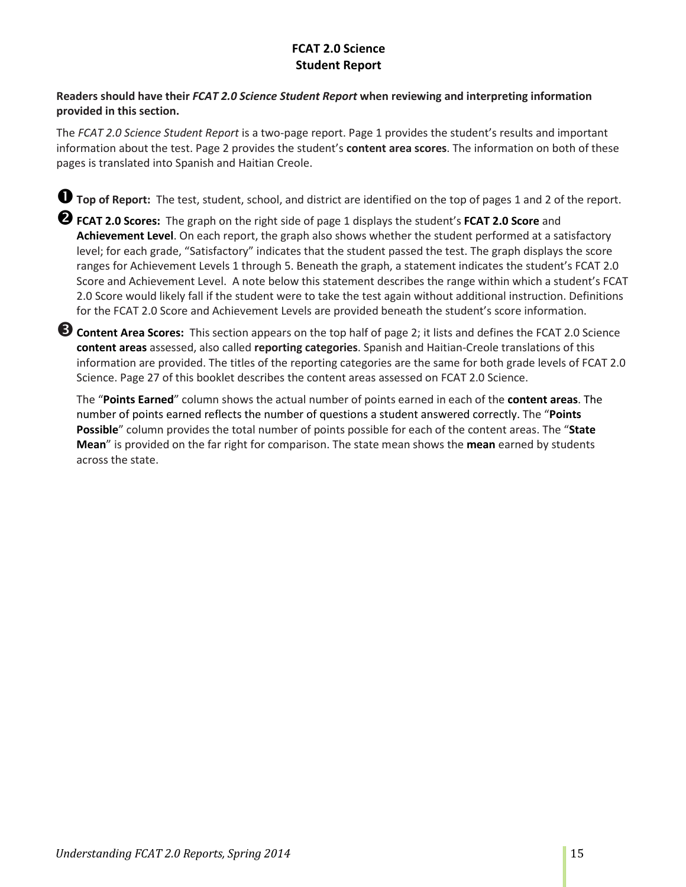# FCAT 2.0 Science
# Student Report

**Readers should have their *FCAT 2.0 Science Student Report* when reviewing and interpreting information provided in this section.**

The *FCAT 2.0 Science Student Report* is a two-page report. Page 1 provides the student's results and important information about the test. Page 2 provides the student's **content area scores**. The information on both of these pages is translated into Spanish and Haitian Creole.

➊ **Top of Report:** The test, student, school, and district are identified on the top of pages 1 and 2 of the report.

➋ **FCAT 2.0 Scores:** The graph on the right side of page 1 displays the student's **FCAT 2.0 Score** and **Achievement Level**. On each report, the graph also shows whether the student performed at a satisfactory level; for each grade, "Satisfactory" indicates that the student passed the test. The graph displays the score ranges for Achievement Levels 1 through 5. Beneath the graph, a statement indicates the student's FCAT 2.0 Score and Achievement Level. A note below this statement describes the range within which a student's FCAT 2.0 Score would likely fall if the student were to take the test again without additional instruction. Definitions for the FCAT 2.0 Score and Achievement Levels are provided beneath the student's score information.

➌ **Content Area Scores:** This section appears on the top half of page 2; it lists and defines the FCAT 2.0 Science **content areas** assessed, also called **reporting categories**. Spanish and Haitian-Creole translations of this information are provided. The titles of the reporting categories are the same for both grade levels of FCAT 2.0 Science. Page 27 of this booklet describes the content areas assessed on FCAT 2.0 Science.

The "**Points Earned**" column shows the actual number of points earned in each of the **content areas**. The number of points earned reflects the number of questions a student answered correctly. The "**Points Possible**" column provides the total number of points possible for each of the content areas. The "**State Mean**" is provided on the far right for comparison. The state mean shows the **mean** earned by students across the state.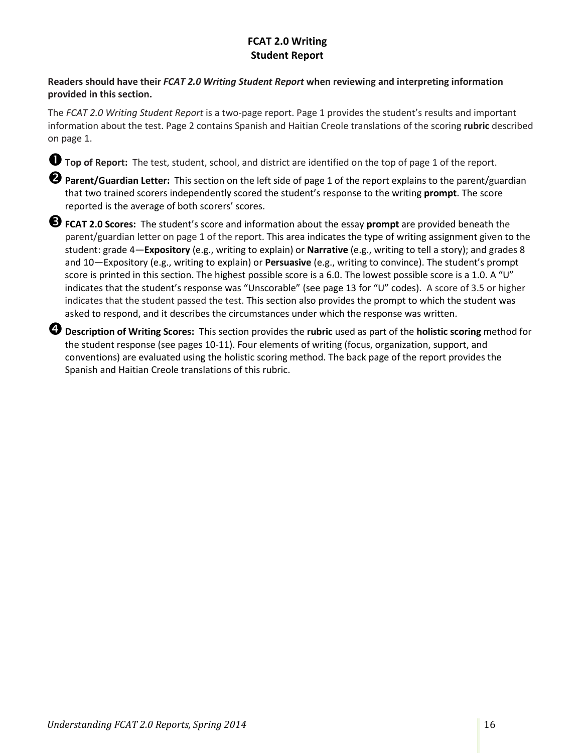# FCAT 2.0 Writing
# Student Report

**Readers should have their *FCAT 2.0 Writing Student Report* when reviewing and interpreting information provided in this section.**

The *FCAT 2.0 Writing Student Report* is a two-page report. Page 1 provides the student's results and important information about the test. Page 2 contains Spanish and Haitian Creole translations of the scoring **rubric** described on page 1.

➊ **Top of Report:** The test, student, school, and district are identified on the top of page 1 of the report.

➋ **Parent/Guardian Letter:** This section on the left side of page 1 of the report explains to the parent/guardian that two trained scorers independently scored the student's response to the writing **prompt**. The score reported is the average of both scorers' scores.

➌ **FCAT 2.0 Scores:** The student's score and information about the essay **prompt** are provided beneath the parent/guardian letter on page 1 of the report. This area indicates the type of writing assignment given to the student: grade 4—**Expository** (e.g., writing to explain) or **Narrative** (e.g., writing to tell a story); and grades 8 and 10—Expository (e.g., writing to explain) or **Persuasive** (e.g., writing to convince). The student's prompt score is printed in this section. The highest possible score is a 6.0. The lowest possible score is a 1.0. A "U" indicates that the student's response was "Unscorable" (see page 13 for "U" codes). A score of 3.5 or higher indicates that the student passed the test. This section also provides the prompt to which the student was asked to respond, and it describes the circumstances under which the response was written.

➍ **Description of Writing Scores:** This section provides the **rubric** used as part of the **holistic scoring** method for the student response (see pages 10-11). Four elements of writing (focus, organization, support, and conventions) are evaluated using the holistic scoring method. The back page of the report provides the Spanish and Haitian Creole translations of this rubric.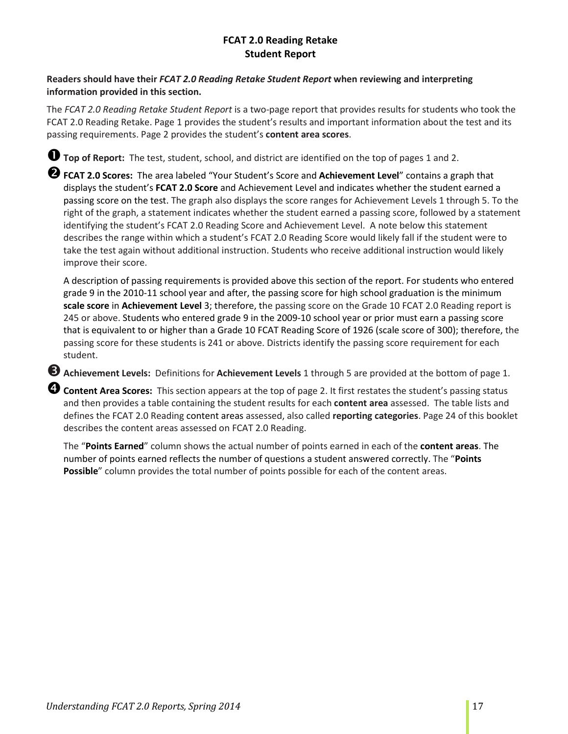## FCAT 2.0 Reading Retake
## Student Report

**Readers should have their *FCAT 2.0 Reading Retake Student Report* when reviewing and interpreting information provided in this section.**

The *FCAT 2.0 Reading Retake Student Report* is a two-page report that provides results for students who took the FCAT 2.0 Reading Retake. Page 1 provides the student's results and important information about the test and its passing requirements. Page 2 provides the student's **content area scores**.

❶ **Top of Report:** The test, student, school, and district are identified on the top of pages 1 and 2.

❷ **FCAT 2.0 Scores:** The area labeled "Your Student's Score and **Achievement Level**" contains a graph that displays the student's **FCAT 2.0 Score** and Achievement Level and indicates whether the student earned a passing score on the test. The graph also displays the score ranges for Achievement Levels 1 through 5. To the right of the graph, a statement indicates whether the student earned a passing score, followed by a statement identifying the student's FCAT 2.0 Reading Score and Achievement Level. A note below this statement describes the range within which a student's FCAT 2.0 Reading Score would likely fall if the student were to take the test again without additional instruction. Students who receive additional instruction would likely improve their score.

A description of passing requirements is provided above this section of the report. For students who entered grade 9 in the 2010-11 school year and after, the passing score for high school graduation is the minimum **scale score** in **Achievement Level** 3; therefore, the passing score on the Grade 10 FCAT 2.0 Reading report is 245 or above. Students who entered grade 9 in the 2009-10 school year or prior must earn a passing score that is equivalent to or higher than a Grade 10 FCAT Reading Score of 1926 (scale score of 300); therefore, the passing score for these students is 241 or above. Districts identify the passing score requirement for each student.

❸ **Achievement Levels:** Definitions for **Achievement Levels** 1 through 5 are provided at the bottom of page 1.

❹ **Content Area Scores:** This section appears at the top of page 2. It first restates the student's passing status and then provides a table containing the student results for each **content area** assessed. The table lists and defines the FCAT 2.0 Reading content areas assessed, also called **reporting categories**. Page 24 of this booklet describes the content areas assessed on FCAT 2.0 Reading.

The "**Points Earned**" column shows the actual number of points earned in each of the **content areas**. The number of points earned reflects the number of questions a student answered correctly. The "**Points Possible**" column provides the total number of points possible for each of the content areas.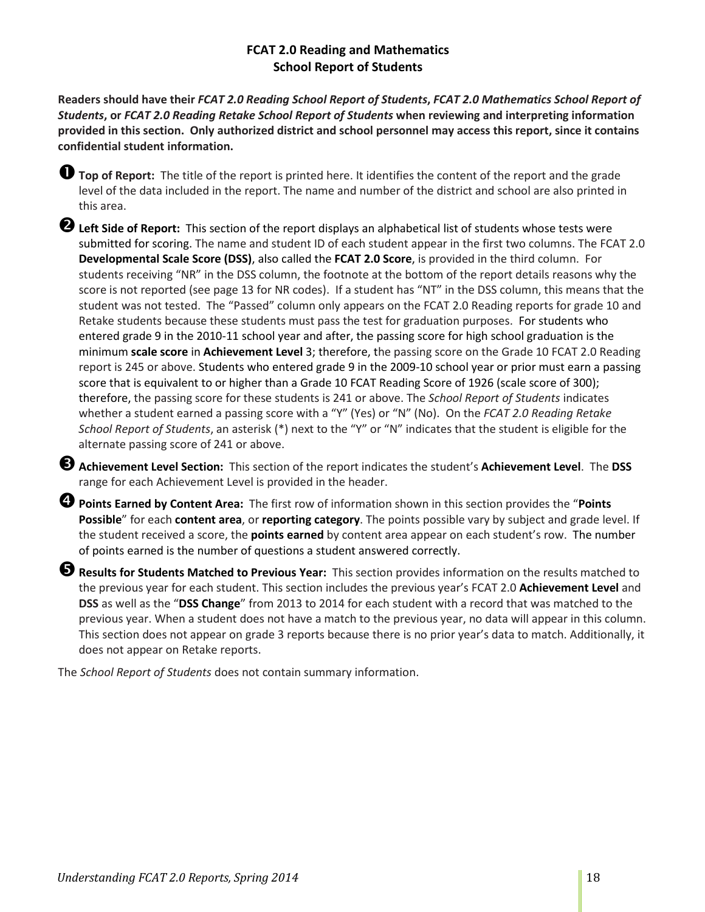## FCAT 2.0 Reading and Mathematics
## School Report of Students

**Readers should have their *FCAT 2.0 Reading School Report of Students*, *FCAT 2.0 Mathematics School Report of Students*, or *FCAT 2.0 Reading Retake School Report of Students* when reviewing and interpreting information provided in this section. Only authorized district and school personnel may access this report, since it contains confidential student information.**

❶ **Top of Report:** The title of the report is printed here. It identifies the content of the report and the grade level of the data included in the report. The name and number of the district and school are also printed in this area.

❷ **Left Side of Report:** This section of the report displays an alphabetical list of students whose tests were submitted for scoring. The name and student ID of each student appear in the first two columns. The FCAT 2.0 **Developmental Scale Score (DSS)**, also called the **FCAT 2.0 Score**, is provided in the third column. For students receiving "NR" in the DSS column, the footnote at the bottom of the report details reasons why the score is not reported (see page 13 for NR codes). If a student has "NT" in the DSS column, this means that the student was not tested. The "Passed" column only appears on the FCAT 2.0 Reading reports for grade 10 and Retake students because these students must pass the test for graduation purposes. For students who entered grade 9 in the 2010-11 school year and after, the passing score for high school graduation is the minimum **scale score** in **Achievement Level** 3; therefore, the passing score on the Grade 10 FCAT 2.0 Reading report is 245 or above. Students who entered grade 9 in the 2009-10 school year or prior must earn a passing score that is equivalent to or higher than a Grade 10 FCAT Reading Score of 1926 (scale score of 300); therefore, the passing score for these students is 241 or above. The *School Report of Students* indicates whether a student earned a passing score with a "Y" (Yes) or "N" (No). On the *FCAT 2.0 Reading Retake School Report of Students*, an asterisk (*) next to the "Y" or "N" indicates that the student is eligible for the alternate passing score of 241 or above.

❸ **Achievement Level Section:** This section of the report indicates the student's **Achievement Level**. The **DSS** range for each Achievement Level is provided in the header.

❹ **Points Earned by Content Area:** The first row of information shown in this section provides the "**Points Possible**" for each **content area**, or **reporting category**. The points possible vary by subject and grade level. If the student received a score, the **points earned** by content area appear on each student's row. The number of points earned is the number of questions a student answered correctly.

❺ **Results for Students Matched to Previous Year:** This section provides information on the results matched to the previous year for each student. This section includes the previous year's FCAT 2.0 **Achievement Level** and **DSS** as well as the "**DSS Change**" from 2013 to 2014 for each student with a record that was matched to the previous year. When a student does not have a match to the previous year, no data will appear in this column. This section does not appear on grade 3 reports because there is no prior year's data to match. Additionally, it does not appear on Retake reports.

The *School Report of Students* does not contain summary information.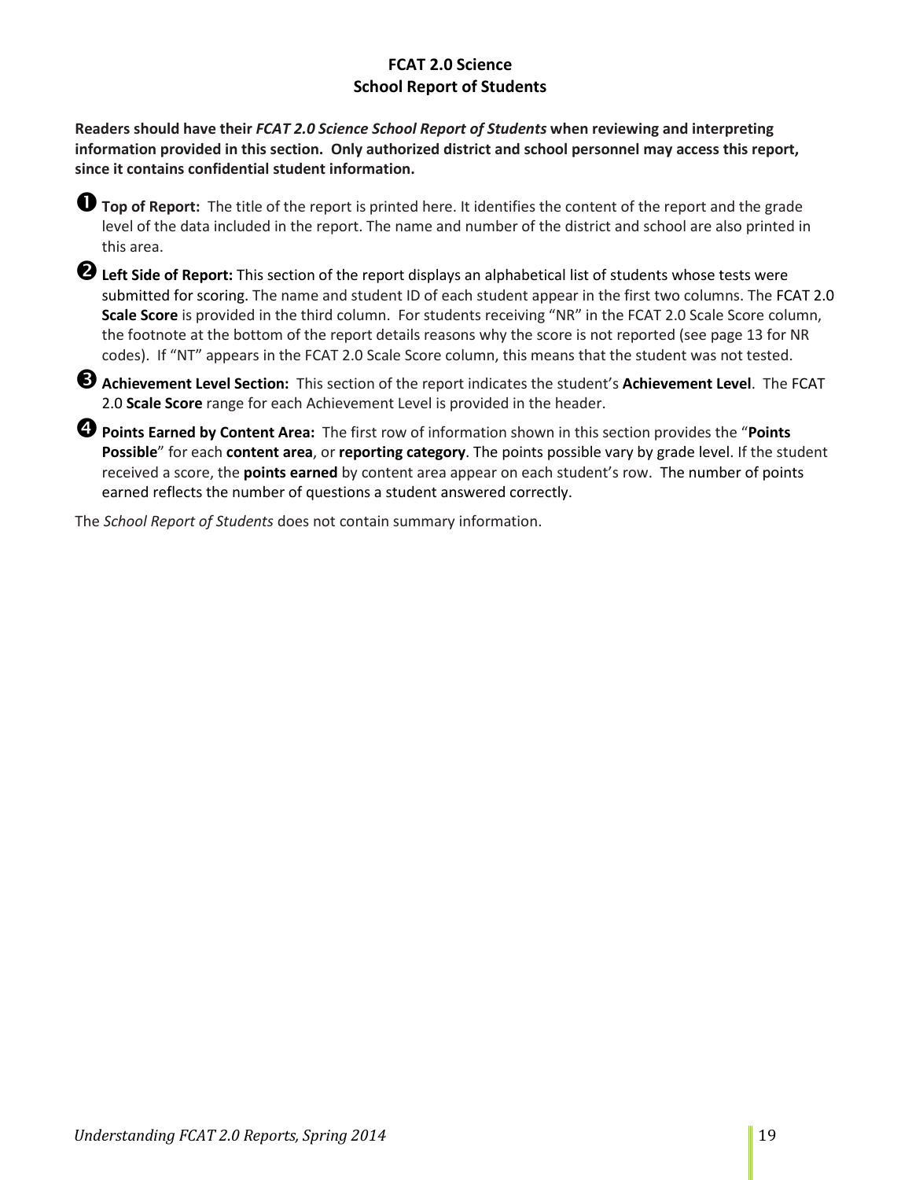# FCAT 2.0 Science
## School Report of Students

**Readers should have their *FCAT 2.0 Science School Report of Students* when reviewing and interpreting information provided in this section. Only authorized district and school personnel may access this report, since it contains confidential student information.**

➊ **Top of Report:** The title of the report is printed here. It identifies the content of the report and the grade level of the data included in the report. The name and number of the district and school are also printed in this area.

➋ **Left Side of Report:** This section of the report displays an alphabetical list of students whose tests were submitted for scoring. The name and student ID of each student appear in the first two columns. The FCAT 2.0 **Scale Score** is provided in the third column. For students receiving "NR" in the FCAT 2.0 Scale Score column, the footnote at the bottom of the report details reasons why the score is not reported (see page 13 for NR codes). If "NT" appears in the FCAT 2.0 Scale Score column, this means that the student was not tested.

➌ **Achievement Level Section:** This section of the report indicates the student's **Achievement Level**. The FCAT 2.0 **Scale Score** range for each Achievement Level is provided in the header.

➍ **Points Earned by Content Area:** The first row of information shown in this section provides the "**Points Possible**" for each **content area**, or **reporting category**. The points possible vary by grade level. If the student received a score, the **points earned** by content area appear on each student's row. The number of points earned reflects the number of questions a student answered correctly.

The *School Report of Students* does not contain summary information.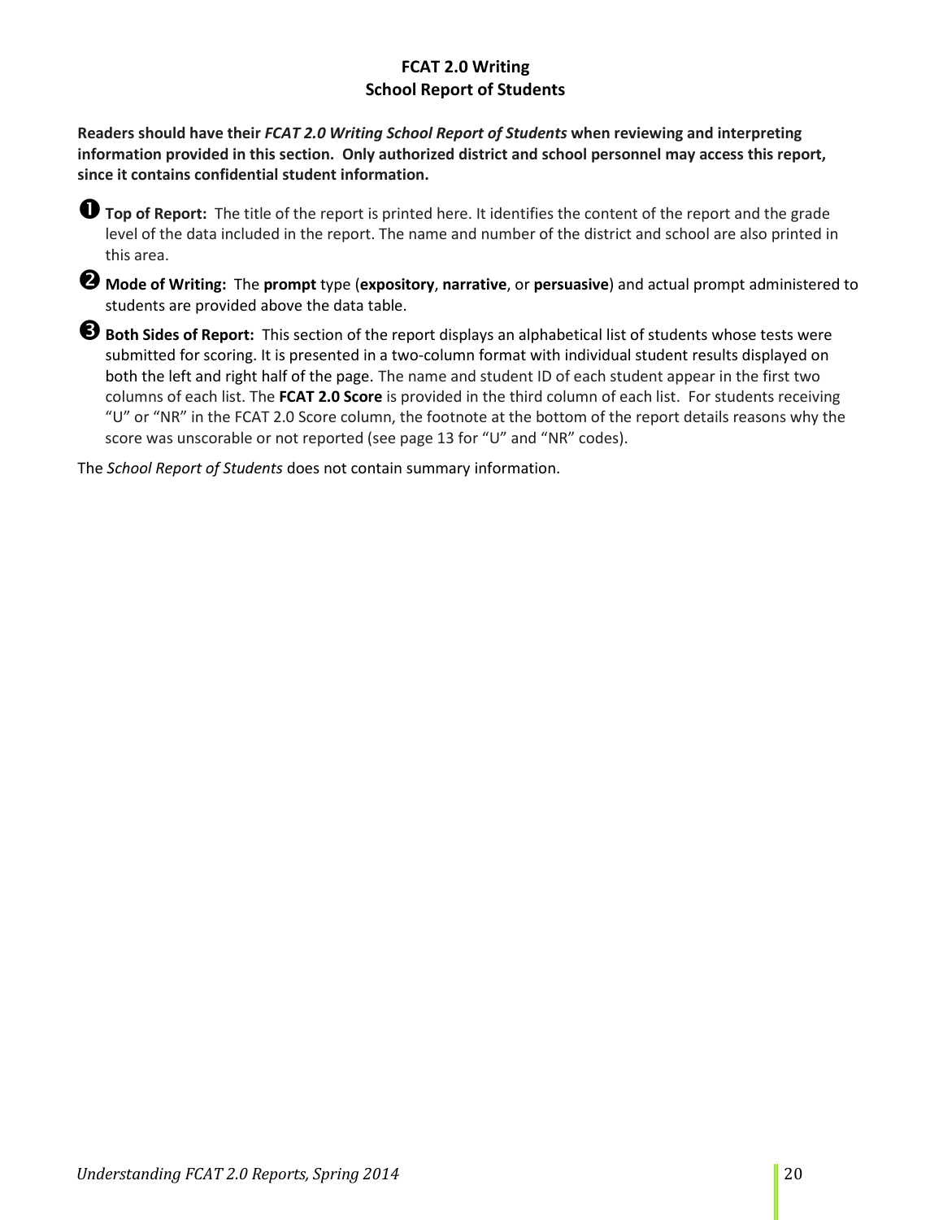## FCAT 2.0 Writing
## School Report of Students

**Readers should have their *FCAT 2.0 Writing School Report of Students* when reviewing and interpreting information provided in this section. Only authorized district and school personnel may access this report, since it contains confidential student information.**

➊ **Top of Report:** The title of the report is printed here. It identifies the content of the report and the grade level of the data included in the report. The name and number of the district and school are also printed in this area.

➋ **Mode of Writing:** The **prompt** type (**expository**, **narrative**, or **persuasive**) and actual prompt administered to students are provided above the data table.

➌ **Both Sides of Report:** This section of the report displays an alphabetical list of students whose tests were submitted for scoring. It is presented in a two-column format with individual student results displayed on both the left and right half of the page. The name and student ID of each student appear in the first two columns of each list. The **FCAT 2.0 Score** is provided in the third column of each list. For students receiving "U" or "NR" in the FCAT 2.0 Score column, the footnote at the bottom of the report details reasons why the score was unscorable or not reported (see page 13 for "U" and "NR" codes).

The *School Report of Students* does not contain summary information.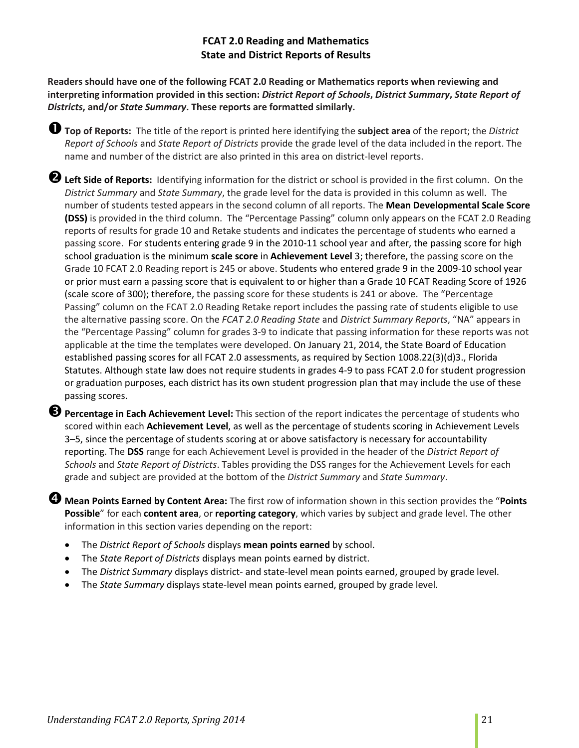## FCAT 2.0 Reading and Mathematics
## State and District Reports of Results

**Readers should have one of the following FCAT 2.0 Reading or Mathematics reports when reviewing and interpreting information provided in this section: *District Report of Schools*, *District Summary*, *State Report of Districts*, and/or *State Summary*. These reports are formatted similarly.**

❶ **Top of Reports:** The title of the report is printed here identifying the **subject area** of the report; the *District Report of Schools* and *State Report of Districts* provide the grade level of the data included in the report. The name and number of the district are also printed in this area on district-level reports.

❷ **Left Side of Reports:** Identifying information for the district or school is provided in the first column. On the *District Summary* and *State Summary*, the grade level for the data is provided in this column as well. The number of students tested appears in the second column of all reports. The **Mean Developmental Scale Score (DSS)** is provided in the third column. The "Percentage Passing" column only appears on the FCAT 2.0 Reading reports of results for grade 10 and Retake students and indicates the percentage of students who earned a passing score. For students entering grade 9 in the 2010-11 school year and after, the passing score for high school graduation is the minimum **scale score** in **Achievement Level** 3; therefore, the passing score on the Grade 10 FCAT 2.0 Reading report is 245 or above. Students who entered grade 9 in the 2009-10 school year or prior must earn a passing score that is equivalent to or higher than a Grade 10 FCAT Reading Score of 1926 (scale score of 300); therefore, the passing score for these students is 241 or above. The "Percentage Passing" column on the FCAT 2.0 Reading Retake report includes the passing rate of students eligible to use the alternative passing score. On the *FCAT 2.0 Reading State* and *District Summary Reports*, "NA" appears in the "Percentage Passing" column for grades 3-9 to indicate that passing information for these reports was not applicable at the time the templates were developed. On January 21, 2014, the State Board of Education established passing scores for all FCAT 2.0 assessments, as required by Section 1008.22(3)(d)3., Florida Statutes. Although state law does not require students in grades 4-9 to pass FCAT 2.0 for student progression or graduation purposes, each district has its own student progression plan that may include the use of these passing scores.

❸ **Percentage in Each Achievement Level:** This section of the report indicates the percentage of students who scored within each **Achievement Level**, as well as the percentage of students scoring in Achievement Levels 3–5, since the percentage of students scoring at or above satisfactory is necessary for accountability reporting. The **DSS** range for each Achievement Level is provided in the header of the *District Report of Schools* and *State Report of Districts*. Tables providing the DSS ranges for the Achievement Levels for each grade and subject are provided at the bottom of the *District Summary* and *State Summary*.

❹ **Mean Points Earned by Content Area:** The first row of information shown in this section provides the "**Points Possible**" for each **content area**, or **reporting category**, which varies by subject and grade level. The other information in this section varies depending on the report:

- The *District Report of Schools* displays **mean points earned** by school.
- The *State Report of Districts* displays mean points earned by district.
- The *District Summary* displays district- and state-level mean points earned, grouped by grade level.
- The *State Summary* displays state-level mean points earned, grouped by grade level.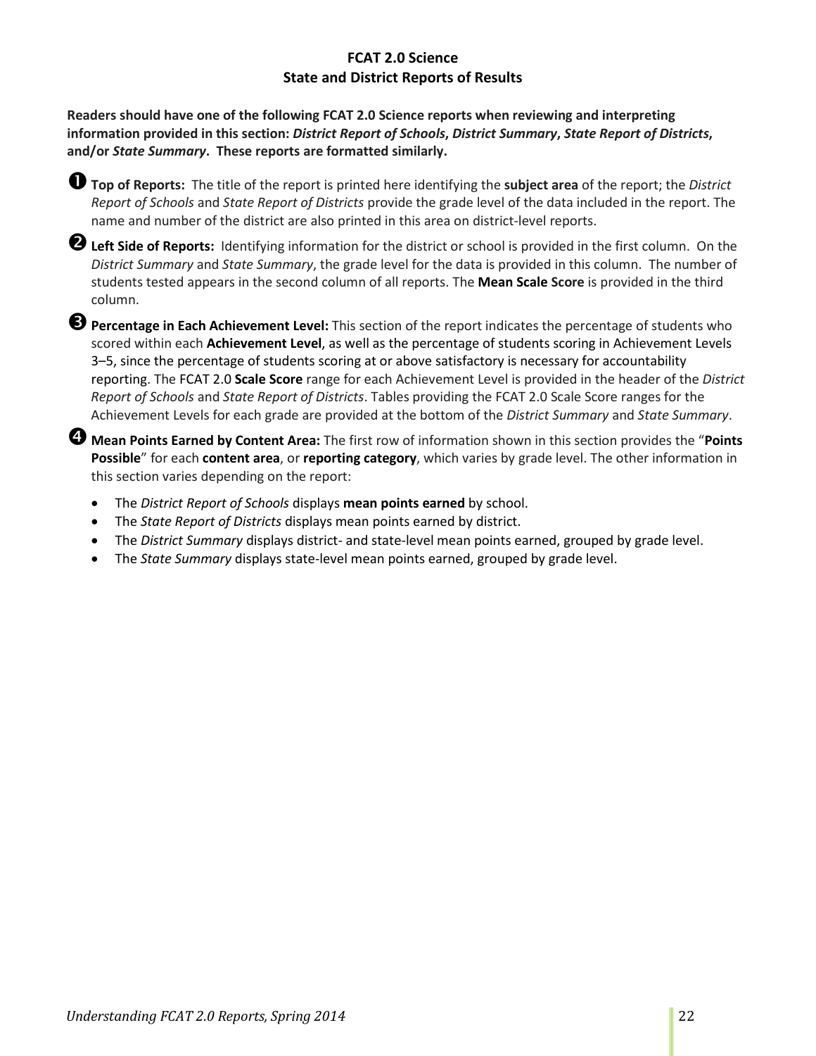## FCAT 2.0 Science
## State and District Reports of Results

**Readers should have one of the following FCAT 2.0 Science reports when reviewing and interpreting information provided in this section: *District Report of Schools*, *District Summary*, *State Report of Districts*, and/or *State Summary*. These reports are formatted similarly.**

➊ **Top of Reports:** The title of the report is printed here identifying the **subject area** of the report; the *District Report of Schools* and *State Report of Districts* provide the grade level of the data included in the report. The name and number of the district are also printed in this area on district-level reports.

➋ **Left Side of Reports:** Identifying information for the district or school is provided in the first column. On the *District Summary* and *State Summary*, the grade level for the data is provided in this column. The number of students tested appears in the second column of all reports. The **Mean Scale Score** is provided in the third column.

➌ **Percentage in Each Achievement Level:** This section of the report indicates the percentage of students who scored within each **Achievement Level**, as well as the percentage of students scoring in Achievement Levels 3–5, since the percentage of students scoring at or above satisfactory is necessary for accountability reporting. The FCAT 2.0 **Scale Score** range for each Achievement Level is provided in the header of the *District Report of Schools* and *State Report of Districts*. Tables providing the FCAT 2.0 Scale Score ranges for the Achievement Levels for each grade are provided at the bottom of the *District Summary* and *State Summary*.

➍ **Mean Points Earned by Content Area:** The first row of information shown in this section provides the "**Points Possible**" for each **content area**, or **reporting category**, which varies by grade level. The other information in this section varies depending on the report:

- The *District Report of Schools* displays **mean points earned** by school.
- The *State Report of Districts* displays mean points earned by district.
- The *District Summary* displays district- and state-level mean points earned, grouped by grade level.
- The *State Summary* displays state-level mean points earned, grouped by grade level.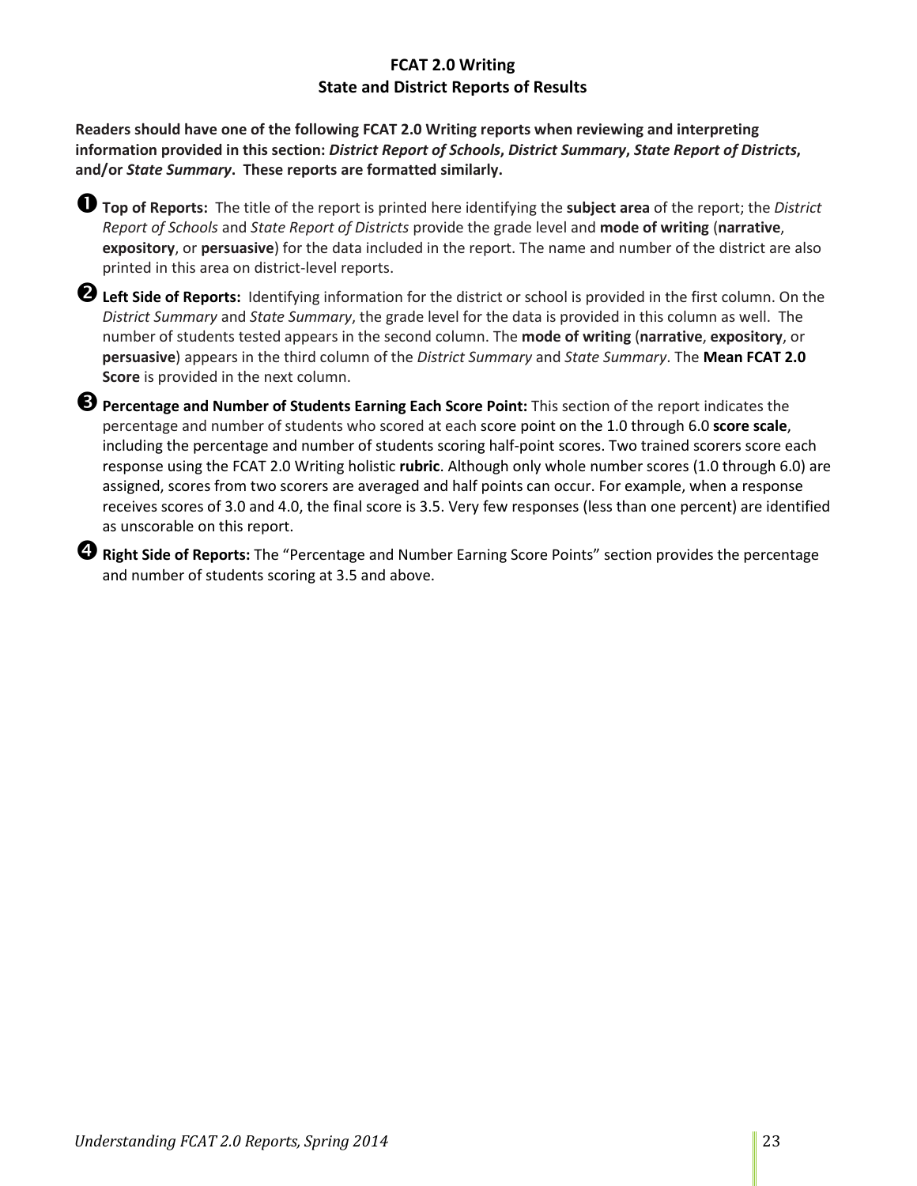## FCAT 2.0 Writing
## State and District Reports of Results

**Readers should have one of the following FCAT 2.0 Writing reports when reviewing and interpreting information provided in this section: *District Report of Schools*, *District Summary*, *State Report of Districts*, and/or *State Summary*. These reports are formatted similarly.**

➊ **Top of Reports:** The title of the report is printed here identifying the **subject area** of the report; the *District Report of Schools* and *State Report of Districts* provide the grade level and **mode of writing** (**narrative**, **expository**, or **persuasive**) for the data included in the report. The name and number of the district are also printed in this area on district-level reports.

➋ **Left Side of Reports:** Identifying information for the district or school is provided in the first column. On the *District Summary* and *State Summary*, the grade level for the data is provided in this column as well. The number of students tested appears in the second column. The **mode of writing** (**narrative**, **expository**, or **persuasive**) appears in the third column of the *District Summary* and *State Summary*. The **Mean FCAT 2.0 Score** is provided in the next column.

➌ **Percentage and Number of Students Earning Each Score Point:** This section of the report indicates the percentage and number of students who scored at each score point on the 1.0 through 6.0 **score scale**, including the percentage and number of students scoring half-point scores. Two trained scorers score each response using the FCAT 2.0 Writing holistic **rubric**. Although only whole number scores (1.0 through 6.0) are assigned, scores from two scorers are averaged and half points can occur. For example, when a response receives scores of 3.0 and 4.0, the final score is 3.5. Very few responses (less than one percent) are identified as unscorable on this report.

➍ **Right Side of Reports:** The "Percentage and Number Earning Score Points" section provides the percentage and number of students scoring at 3.5 and above.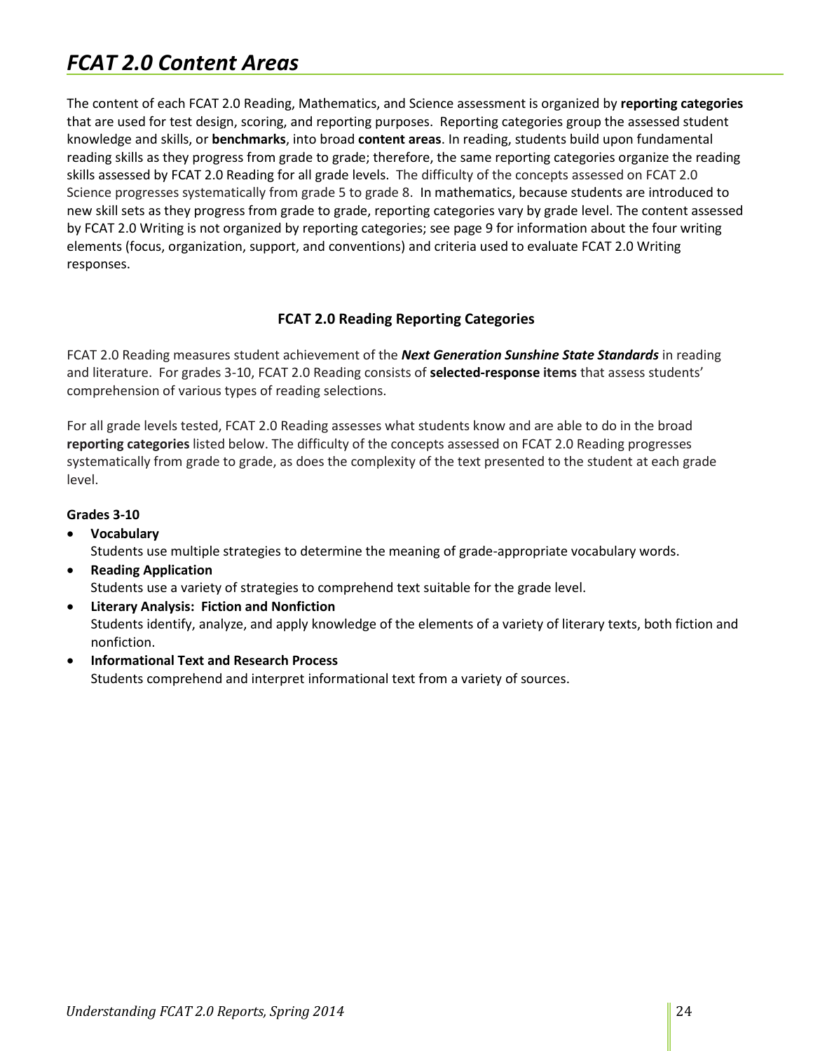# *FCAT 2.0 Content Areas*

The content of each FCAT 2.0 Reading, Mathematics, and Science assessment is organized by **reporting categories** that are used for test design, scoring, and reporting purposes. Reporting categories group the assessed student knowledge and skills, or **benchmarks**, into broad **content areas**. In reading, students build upon fundamental reading skills as they progress from grade to grade; therefore, the same reporting categories organize the reading skills assessed by FCAT 2.0 Reading for all grade levels. The difficulty of the concepts assessed on FCAT 2.0 Science progresses systematically from grade 5 to grade 8. In mathematics, because students are introduced to new skill sets as they progress from grade to grade, reporting categories vary by grade level. The content assessed by FCAT 2.0 Writing is not organized by reporting categories; see page 9 for information about the four writing elements (focus, organization, support, and conventions) and criteria used to evaluate FCAT 2.0 Writing responses.

### FCAT 2.0 Reading Reporting Categories

FCAT 2.0 Reading measures student achievement of the ***Next Generation Sunshine State Standards*** in reading and literature. For grades 3-10, FCAT 2.0 Reading consists of **selected-response items** that assess students' comprehension of various types of reading selections.

For all grade levels tested, FCAT 2.0 Reading assesses what students know and are able to do in the broad **reporting categories** listed below. The difficulty of the concepts assessed on FCAT 2.0 Reading progresses systematically from grade to grade, as does the complexity of the text presented to the student at each grade level.

**Grades 3-10**

- **Vocabulary**
  Students use multiple strategies to determine the meaning of grade-appropriate vocabulary words.
- **Reading Application**
  Students use a variety of strategies to comprehend text suitable for the grade level.
- **Literary Analysis: Fiction and Nonfiction**
  Students identify, analyze, and apply knowledge of the elements of a variety of literary texts, both fiction and nonfiction.
- **Informational Text and Research Process**
  Students comprehend and interpret informational text from a variety of sources.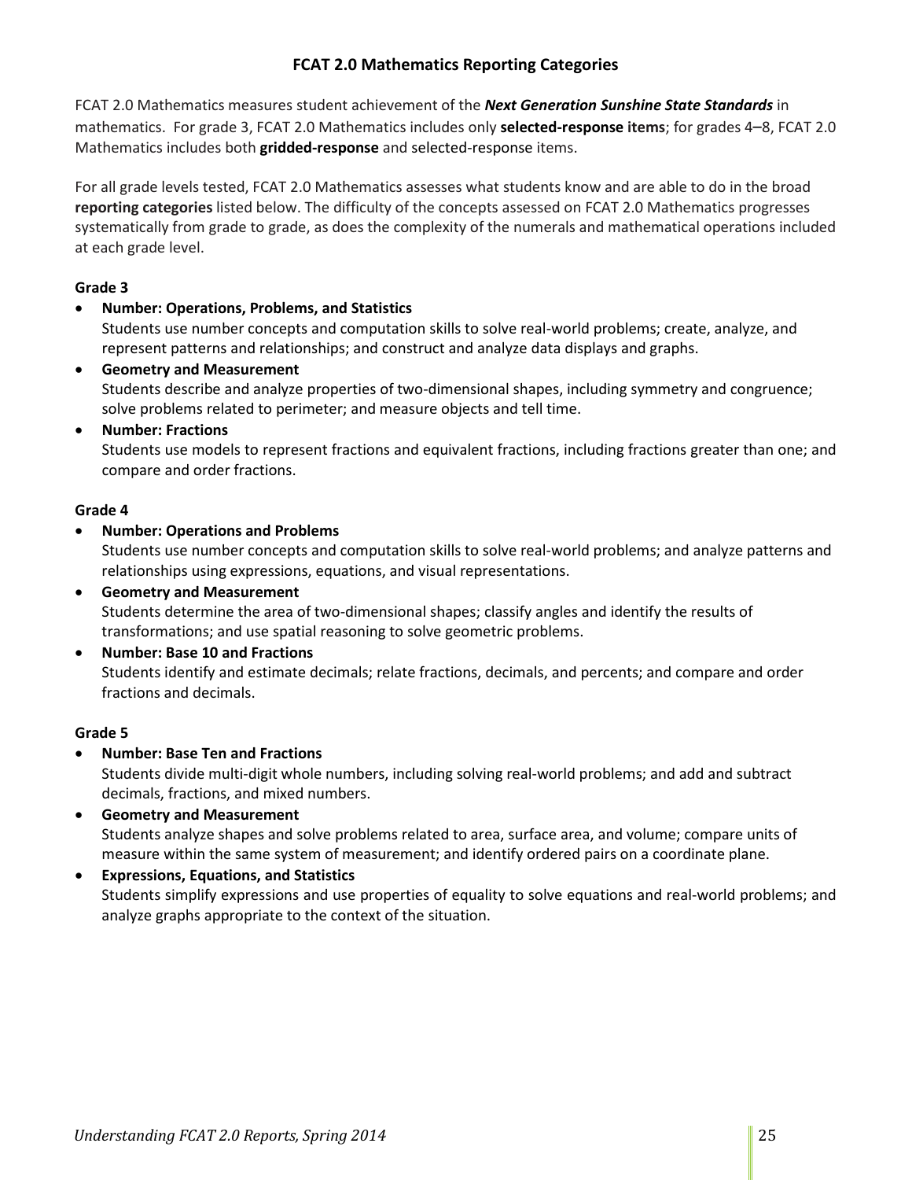## FCAT 2.0 Mathematics Reporting Categories

FCAT 2.0 Mathematics measures student achievement of the ***Next Generation Sunshine State Standards*** in mathematics. For grade 3, FCAT 2.0 Mathematics includes only **selected-response items**; for grades 4–8, FCAT 2.0 Mathematics includes both **gridded-response** and selected-response items.

For all grade levels tested, FCAT 2.0 Mathematics assesses what students know and are able to do in the broad **reporting categories** listed below. The difficulty of the concepts assessed on FCAT 2.0 Mathematics progresses systematically from grade to grade, as does the complexity of the numerals and mathematical operations included at each grade level.

### Grade 3

- **Number: Operations, Problems, and Statistics**
  Students use number concepts and computation skills to solve real-world problems; create, analyze, and represent patterns and relationships; and construct and analyze data displays and graphs.
- **Geometry and Measurement**
  Students describe and analyze properties of two-dimensional shapes, including symmetry and congruence; solve problems related to perimeter; and measure objects and tell time.
- **Number: Fractions**
  Students use models to represent fractions and equivalent fractions, including fractions greater than one; and compare and order fractions.

### Grade 4

- **Number: Operations and Problems**
  Students use number concepts and computation skills to solve real-world problems; and analyze patterns and relationships using expressions, equations, and visual representations.
- **Geometry and Measurement**
  Students determine the area of two-dimensional shapes; classify angles and identify the results of transformations; and use spatial reasoning to solve geometric problems.
- **Number: Base 10 and Fractions**
  Students identify and estimate decimals; relate fractions, decimals, and percents; and compare and order fractions and decimals.

### Grade 5

- **Number: Base Ten and Fractions**
  Students divide multi-digit whole numbers, including solving real-world problems; and add and subtract decimals, fractions, and mixed numbers.
- **Geometry and Measurement**
  Students analyze shapes and solve problems related to area, surface area, and volume; compare units of measure within the same system of measurement; and identify ordered pairs on a coordinate plane.
- **Expressions, Equations, and Statistics**
  Students simplify expressions and use properties of equality to solve equations and real-world problems; and analyze graphs appropriate to the context of the situation.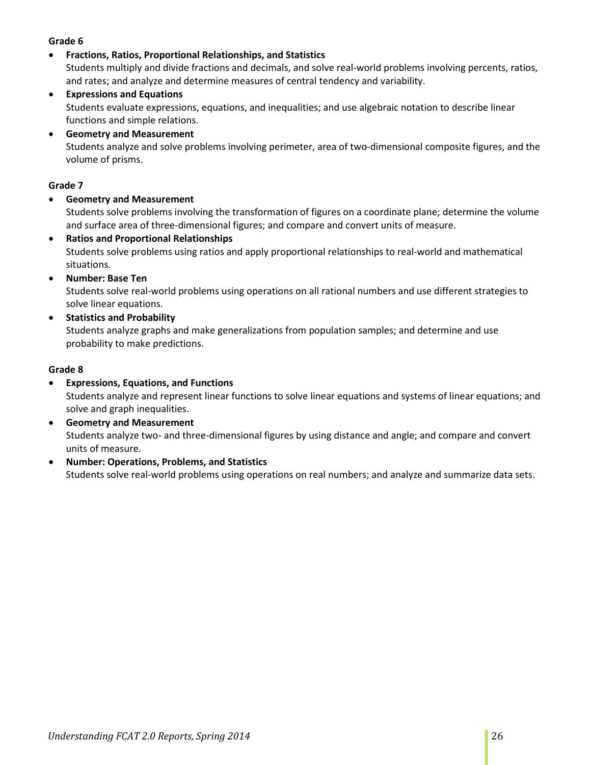**Grade 6**

- **Fractions, Ratios, Proportional Relationships, and Statistics**
  Students multiply and divide fractions and decimals, and solve real-world problems involving percents, ratios, and rates; and analyze and determine measures of central tendency and variability.
- **Expressions and Equations**
  Students evaluate expressions, equations, and inequalities; and use algebraic notation to describe linear functions and simple relations.
- **Geometry and Measurement**
  Students analyze and solve problems involving perimeter, area of two-dimensional composite figures, and the volume of prisms.

**Grade 7**

- **Geometry and Measurement**
  Students solve problems involving the transformation of figures on a coordinate plane; determine the volume and surface area of three-dimensional figures; and compare and convert units of measure.
- **Ratios and Proportional Relationships**
  Students solve problems using ratios and apply proportional relationships to real-world and mathematical situations.
- **Number: Base Ten**
  Students solve real-world problems using operations on all rational numbers and use different strategies to solve linear equations.
- **Statistics and Probability**
  Students analyze graphs and make generalizations from population samples; and determine and use probability to make predictions.

**Grade 8**

- **Expressions, Equations, and Functions**
  Students analyze and represent linear functions to solve linear equations and systems of linear equations; and solve and graph inequalities.
- **Geometry and Measurement**
  Students analyze two- and three-dimensional figures by using distance and angle; and compare and convert units of measure.
- **Number: Operations, Problems, and Statistics**
  Students solve real-world problems using operations on real numbers; and analyze and summarize data sets.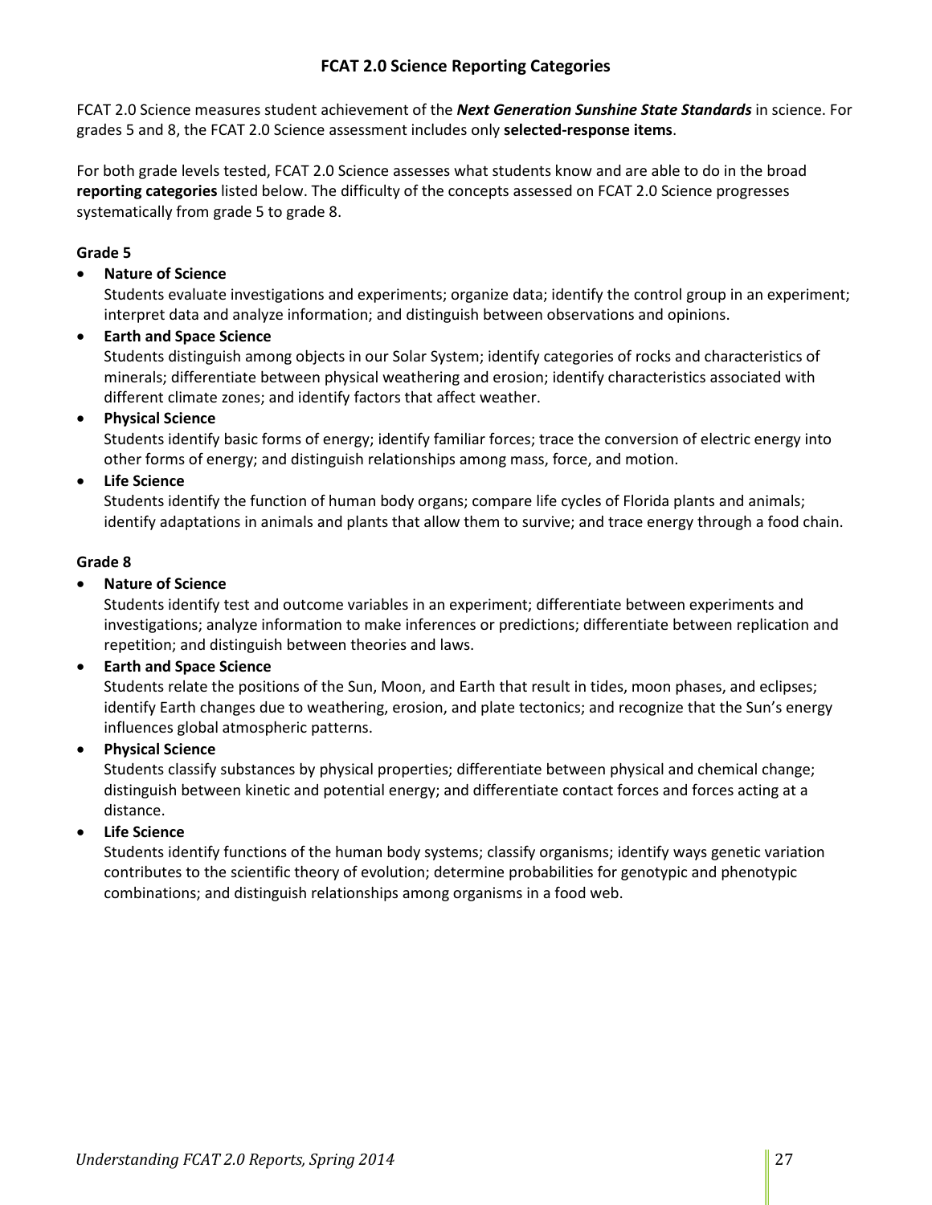## FCAT 2.0 Science Reporting Categories

FCAT 2.0 Science measures student achievement of the ***Next Generation Sunshine State Standards*** in science. For grades 5 and 8, the FCAT 2.0 Science assessment includes only **selected-response items**.

For both grade levels tested, FCAT 2.0 Science assesses what students know and are able to do in the broad **reporting categories** listed below. The difficulty of the concepts assessed on FCAT 2.0 Science progresses systematically from grade 5 to grade 8.

### Grade 5

- **Nature of Science**
  Students evaluate investigations and experiments; organize data; identify the control group in an experiment; interpret data and analyze information; and distinguish between observations and opinions.
- **Earth and Space Science**
  Students distinguish among objects in our Solar System; identify categories of rocks and characteristics of minerals; differentiate between physical weathering and erosion; identify characteristics associated with different climate zones; and identify factors that affect weather.
- **Physical Science**
  Students identify basic forms of energy; identify familiar forces; trace the conversion of electric energy into other forms of energy; and distinguish relationships among mass, force, and motion.
- **Life Science**
  Students identify the function of human body organs; compare life cycles of Florida plants and animals; identify adaptations in animals and plants that allow them to survive; and trace energy through a food chain.

### Grade 8

- **Nature of Science**
  Students identify test and outcome variables in an experiment; differentiate between experiments and investigations; analyze information to make inferences or predictions; differentiate between replication and repetition; and distinguish between theories and laws.
- **Earth and Space Science**
  Students relate the positions of the Sun, Moon, and Earth that result in tides, moon phases, and eclipses; identify Earth changes due to weathering, erosion, and plate tectonics; and recognize that the Sun's energy influences global atmospheric patterns.
- **Physical Science**
  Students classify substances by physical properties; differentiate between physical and chemical change; distinguish between kinetic and potential energy; and differentiate contact forces and forces acting at a distance.
- **Life Science**
  Students identify functions of the human body systems; classify organisms; identify ways genetic variation contributes to the scientific theory of evolution; determine probabilities for genotypic and phenotypic combinations; and distinguish relationships among organisms in a food web.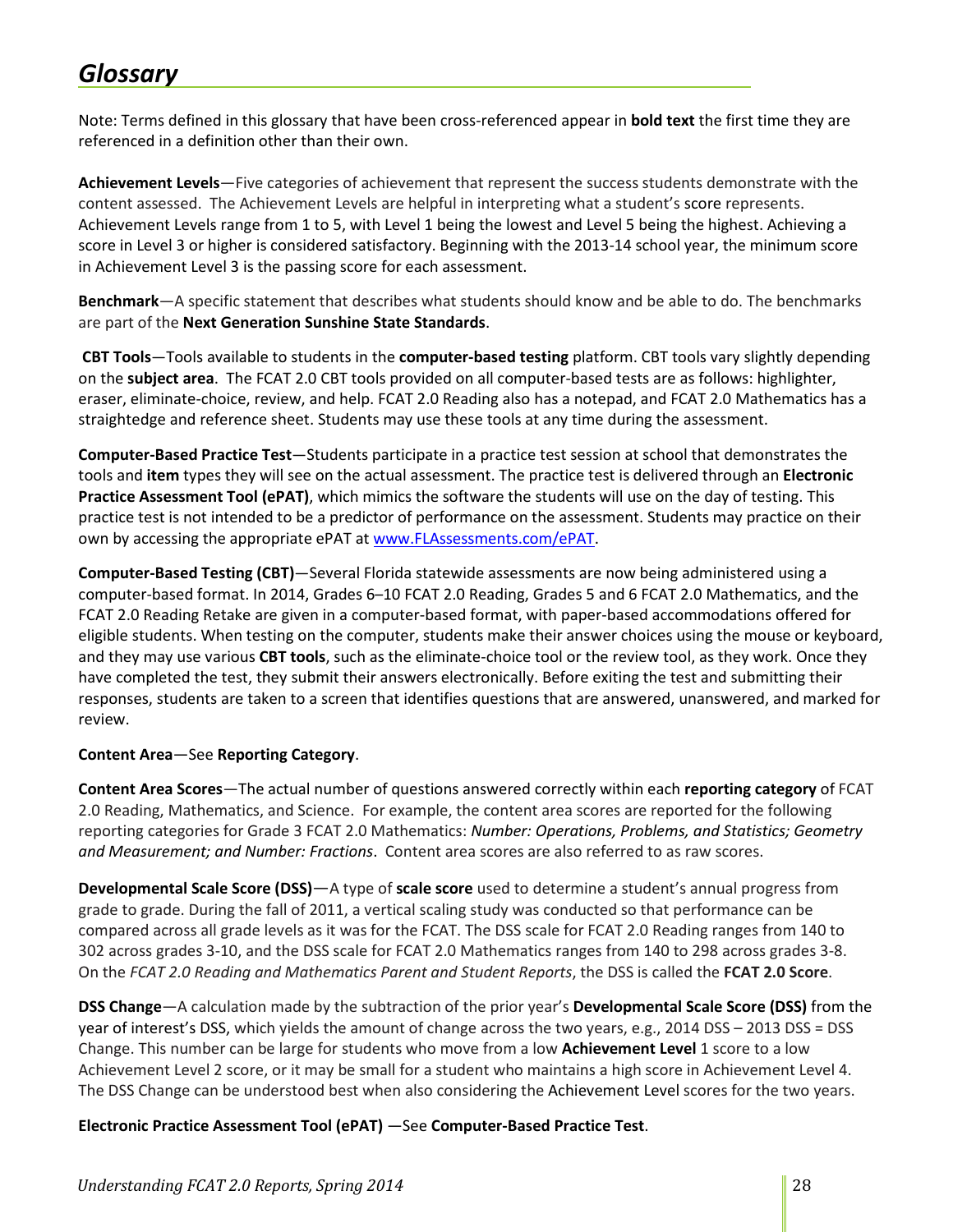# *Glossary*

Note: Terms defined in this glossary that have been cross-referenced appear in **bold text** the first time they are referenced in a definition other than their own.

**Achievement Levels**—Five categories of achievement that represent the success students demonstrate with the content assessed. The Achievement Levels are helpful in interpreting what a student's score represents. Achievement Levels range from 1 to 5, with Level 1 being the lowest and Level 5 being the highest. Achieving a score in Level 3 or higher is considered satisfactory. Beginning with the 2013-14 school year, the minimum score in Achievement Level 3 is the passing score for each assessment.

**Benchmark**—A specific statement that describes what students should know and be able to do. The benchmarks are part of the **Next Generation Sunshine State Standards**.

**CBT Tools**—Tools available to students in the **computer-based testing** platform. CBT tools vary slightly depending on the **subject area**. The FCAT 2.0 CBT tools provided on all computer-based tests are as follows: highlighter, eraser, eliminate-choice, review, and help. FCAT 2.0 Reading also has a notepad, and FCAT 2.0 Mathematics has a straightedge and reference sheet. Students may use these tools at any time during the assessment.

**Computer-Based Practice Test**—Students participate in a practice test session at school that demonstrates the tools and **item** types they will see on the actual assessment. The practice test is delivered through an **Electronic Practice Assessment Tool (ePAT)**, which mimics the software the students will use on the day of testing. This practice test is not intended to be a predictor of performance on the assessment. Students may practice on their own by accessing the appropriate ePAT at www.FLAssessments.com/ePAT.

**Computer-Based Testing (CBT)**—Several Florida statewide assessments are now being administered using a computer-based format. In 2014, Grades 6–10 FCAT 2.0 Reading, Grades 5 and 6 FCAT 2.0 Mathematics, and the FCAT 2.0 Reading Retake are given in a computer-based format, with paper-based accommodations offered for eligible students. When testing on the computer, students make their answer choices using the mouse or keyboard, and they may use various **CBT tools**, such as the eliminate-choice tool or the review tool, as they work. Once they have completed the test, they submit their answers electronically. Before exiting the test and submitting their responses, students are taken to a screen that identifies questions that are answered, unanswered, and marked for review.

**Content Area**—See **Reporting Category**.

**Content Area Scores**—The actual number of questions answered correctly within each **reporting category** of FCAT 2.0 Reading, Mathematics, and Science. For example, the content area scores are reported for the following reporting categories for Grade 3 FCAT 2.0 Mathematics: *Number: Operations, Problems, and Statistics; Geometry and Measurement; and Number: Fractions*. Content area scores are also referred to as raw scores.

**Developmental Scale Score (DSS)**—A type of **scale score** used to determine a student's annual progress from grade to grade. During the fall of 2011, a vertical scaling study was conducted so that performance can be compared across all grade levels as it was for the FCAT. The DSS scale for FCAT 2.0 Reading ranges from 140 to 302 across grades 3-10, and the DSS scale for FCAT 2.0 Mathematics ranges from 140 to 298 across grades 3-8. On the *FCAT 2.0 Reading and Mathematics Parent and Student Reports*, the DSS is called the **FCAT 2.0 Score**.

**DSS Change**—A calculation made by the subtraction of the prior year's **Developmental Scale Score (DSS)** from the year of interest's DSS, which yields the amount of change across the two years, e.g., 2014 DSS – 2013 DSS = DSS Change. This number can be large for students who move from a low **Achievement Level** 1 score to a low Achievement Level 2 score, or it may be small for a student who maintains a high score in Achievement Level 4. The DSS Change can be understood best when also considering the Achievement Level scores for the two years.

**Electronic Practice Assessment Tool (ePAT)** —See **Computer-Based Practice Test**.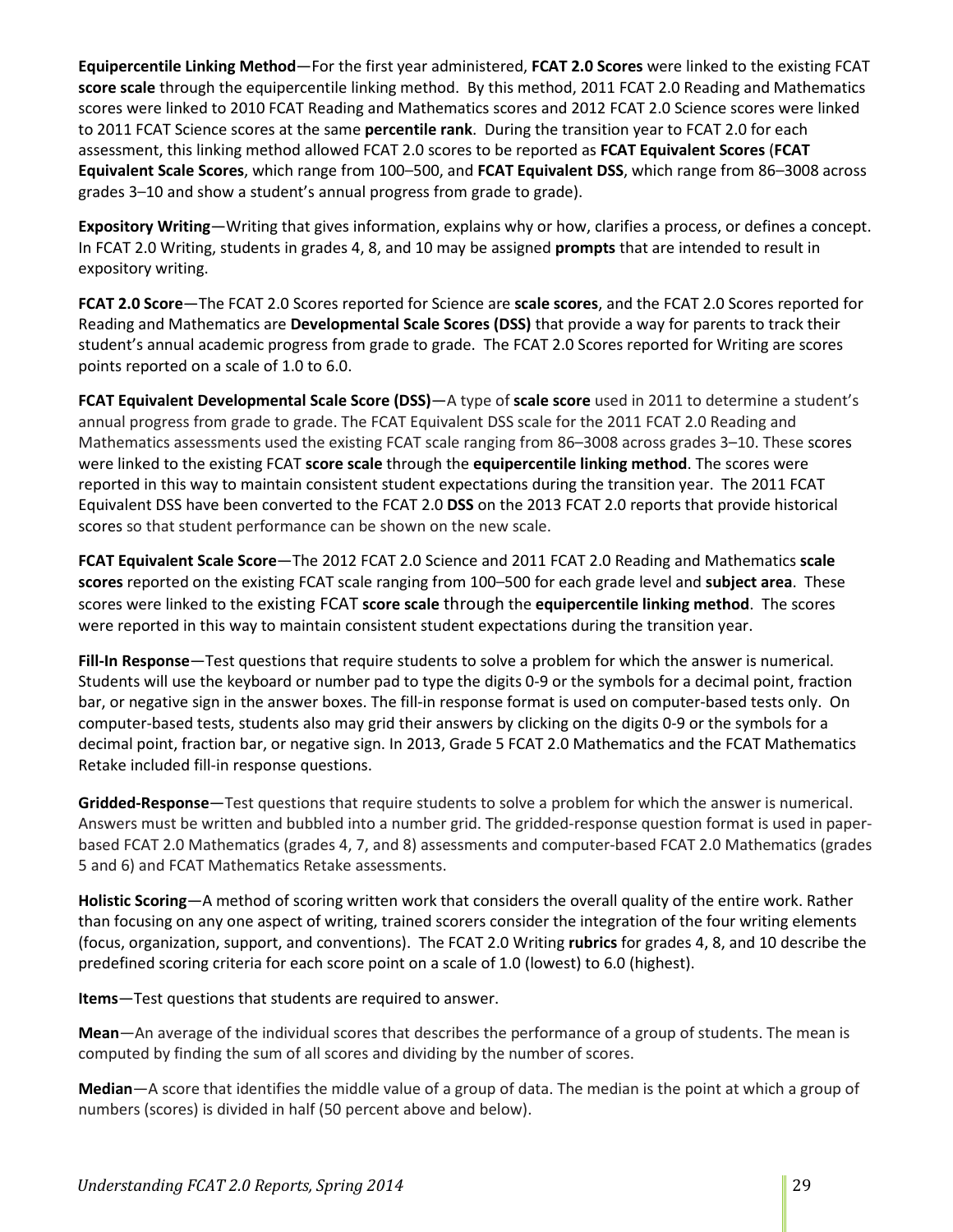**Equipercentile Linking Method**—For the first year administered, **FCAT 2.0 Scores** were linked to the existing FCAT **score scale** through the equipercentile linking method. By this method, 2011 FCAT 2.0 Reading and Mathematics scores were linked to 2010 FCAT Reading and Mathematics scores and 2012 FCAT 2.0 Science scores were linked to 2011 FCAT Science scores at the same **percentile rank**. During the transition year to FCAT 2.0 for each assessment, this linking method allowed FCAT 2.0 scores to be reported as **FCAT Equivalent Scores** (**FCAT Equivalent Scale Scores**, which range from 100–500, and **FCAT Equivalent DSS**, which range from 86–3008 across grades 3–10 and show a student's annual progress from grade to grade).

**Expository Writing**—Writing that gives information, explains why or how, clarifies a process, or defines a concept. In FCAT 2.0 Writing, students in grades 4, 8, and 10 may be assigned **prompts** that are intended to result in expository writing.

**FCAT 2.0 Score**—The FCAT 2.0 Scores reported for Science are **scale scores**, and the FCAT 2.0 Scores reported for Reading and Mathematics are **Developmental Scale Scores (DSS)** that provide a way for parents to track their student's annual academic progress from grade to grade. The FCAT 2.0 Scores reported for Writing are scores points reported on a scale of 1.0 to 6.0.

**FCAT Equivalent Developmental Scale Score (DSS)**—A type of **scale score** used in 2011 to determine a student's annual progress from grade to grade. The FCAT Equivalent DSS scale for the 2011 FCAT 2.0 Reading and Mathematics assessments used the existing FCAT scale ranging from 86–3008 across grades 3–10. These scores were linked to the existing FCAT **score scale** through the **equipercentile linking method**. The scores were reported in this way to maintain consistent student expectations during the transition year. The 2011 FCAT Equivalent DSS have been converted to the FCAT 2.0 **DSS** on the 2013 FCAT 2.0 reports that provide historical scores so that student performance can be shown on the new scale.

**FCAT Equivalent Scale Score**—The 2012 FCAT 2.0 Science and 2011 FCAT 2.0 Reading and Mathematics **scale scores** reported on the existing FCAT scale ranging from 100–500 for each grade level and **subject area**. These scores were linked to the existing FCAT **score scale** through the **equipercentile linking method**. The scores were reported in this way to maintain consistent student expectations during the transition year.

**Fill-In Response**—Test questions that require students to solve a problem for which the answer is numerical. Students will use the keyboard or number pad to type the digits 0-9 or the symbols for a decimal point, fraction bar, or negative sign in the answer boxes. The fill-in response format is used on computer-based tests only. On computer-based tests, students also may grid their answers by clicking on the digits 0-9 or the symbols for a decimal point, fraction bar, or negative sign. In 2013, Grade 5 FCAT 2.0 Mathematics and the FCAT Mathematics Retake included fill-in response questions.

**Gridded-Response**—Test questions that require students to solve a problem for which the answer is numerical. Answers must be written and bubbled into a number grid. The gridded-response question format is used in paper-based FCAT 2.0 Mathematics (grades 4, 7, and 8) assessments and computer-based FCAT 2.0 Mathematics (grades 5 and 6) and FCAT Mathematics Retake assessments.

**Holistic Scoring**—A method of scoring written work that considers the overall quality of the entire work. Rather than focusing on any one aspect of writing, trained scorers consider the integration of the four writing elements (focus, organization, support, and conventions). The FCAT 2.0 Writing **rubrics** for grades 4, 8, and 10 describe the predefined scoring criteria for each score point on a scale of 1.0 (lowest) to 6.0 (highest).

**Items**—Test questions that students are required to answer.

**Mean**—An average of the individual scores that describes the performance of a group of students. The mean is computed by finding the sum of all scores and dividing by the number of scores.

**Median**—A score that identifies the middle value of a group of data. The median is the point at which a group of numbers (scores) is divided in half (50 percent above and below).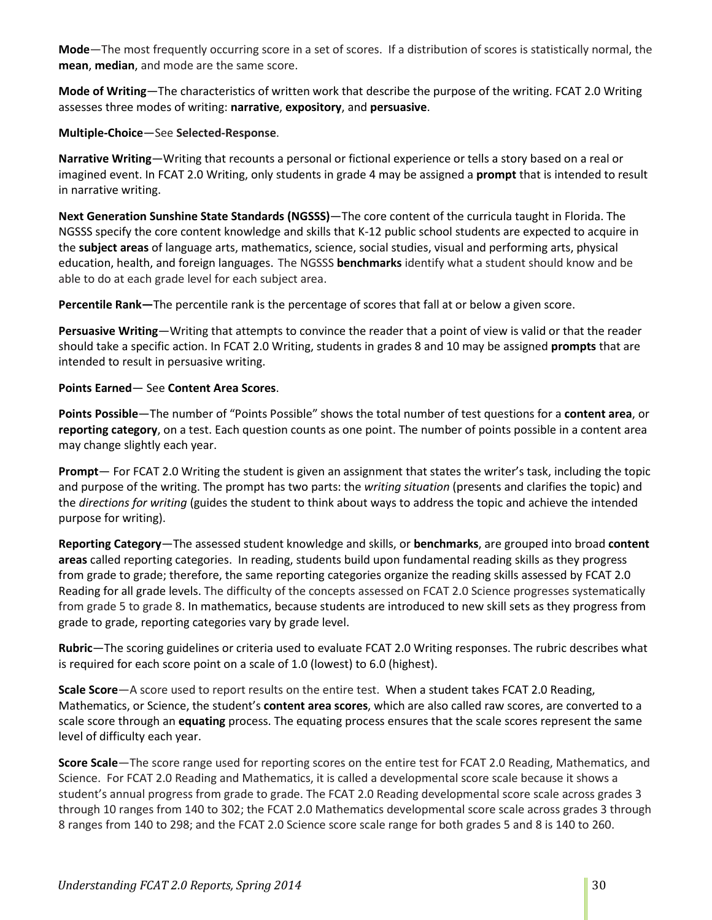**Mode**—The most frequently occurring score in a set of scores. If a distribution of scores is statistically normal, the **mean**, **median**, and mode are the same score.

**Mode of Writing**—The characteristics of written work that describe the purpose of the writing. FCAT 2.0 Writing assesses three modes of writing: **narrative**, **expository**, and **persuasive**.

**Multiple-Choice**—See **Selected-Response**.

**Narrative Writing**—Writing that recounts a personal or fictional experience or tells a story based on a real or imagined event. In FCAT 2.0 Writing, only students in grade 4 may be assigned a **prompt** that is intended to result in narrative writing.

**Next Generation Sunshine State Standards (NGSSS)**—The core content of the curricula taught in Florida. The NGSSS specify the core content knowledge and skills that K-12 public school students are expected to acquire in the **subject areas** of language arts, mathematics, science, social studies, visual and performing arts, physical education, health, and foreign languages. The NGSSS **benchmarks** identify what a student should know and be able to do at each grade level for each subject area.

**Percentile Rank—**The percentile rank is the percentage of scores that fall at or below a given score.

**Persuasive Writing**—Writing that attempts to convince the reader that a point of view is valid or that the reader should take a specific action. In FCAT 2.0 Writing, students in grades 8 and 10 may be assigned **prompts** that are intended to result in persuasive writing.

**Points Earned**— See **Content Area Scores**.

**Points Possible**—The number of "Points Possible" shows the total number of test questions for a **content area**, or **reporting category**, on a test. Each question counts as one point. The number of points possible in a content area may change slightly each year.

**Prompt**— For FCAT 2.0 Writing the student is given an assignment that states the writer's task, including the topic and purpose of the writing. The prompt has two parts: the *writing situation* (presents and clarifies the topic) and the *directions for writing* (guides the student to think about ways to address the topic and achieve the intended purpose for writing).

**Reporting Category**—The assessed student knowledge and skills, or **benchmarks**, are grouped into broad **content areas** called reporting categories. In reading, students build upon fundamental reading skills as they progress from grade to grade; therefore, the same reporting categories organize the reading skills assessed by FCAT 2.0 Reading for all grade levels. The difficulty of the concepts assessed on FCAT 2.0 Science progresses systematically from grade 5 to grade 8. In mathematics, because students are introduced to new skill sets as they progress from grade to grade, reporting categories vary by grade level.

**Rubric**—The scoring guidelines or criteria used to evaluate FCAT 2.0 Writing responses. The rubric describes what is required for each score point on a scale of 1.0 (lowest) to 6.0 (highest).

**Scale Score**—A score used to report results on the entire test. When a student takes FCAT 2.0 Reading, Mathematics, or Science, the student's **content area scores**, which are also called raw scores, are converted to a scale score through an **equating** process. The equating process ensures that the scale scores represent the same level of difficulty each year.

**Score Scale**—The score range used for reporting scores on the entire test for FCAT 2.0 Reading, Mathematics, and Science. For FCAT 2.0 Reading and Mathematics, it is called a developmental score scale because it shows a student's annual progress from grade to grade. The FCAT 2.0 Reading developmental score scale across grades 3 through 10 ranges from 140 to 302; the FCAT 2.0 Mathematics developmental score scale across grades 3 through 8 ranges from 140 to 298; and the FCAT 2.0 Science score scale range for both grades 5 and 8 is 140 to 260.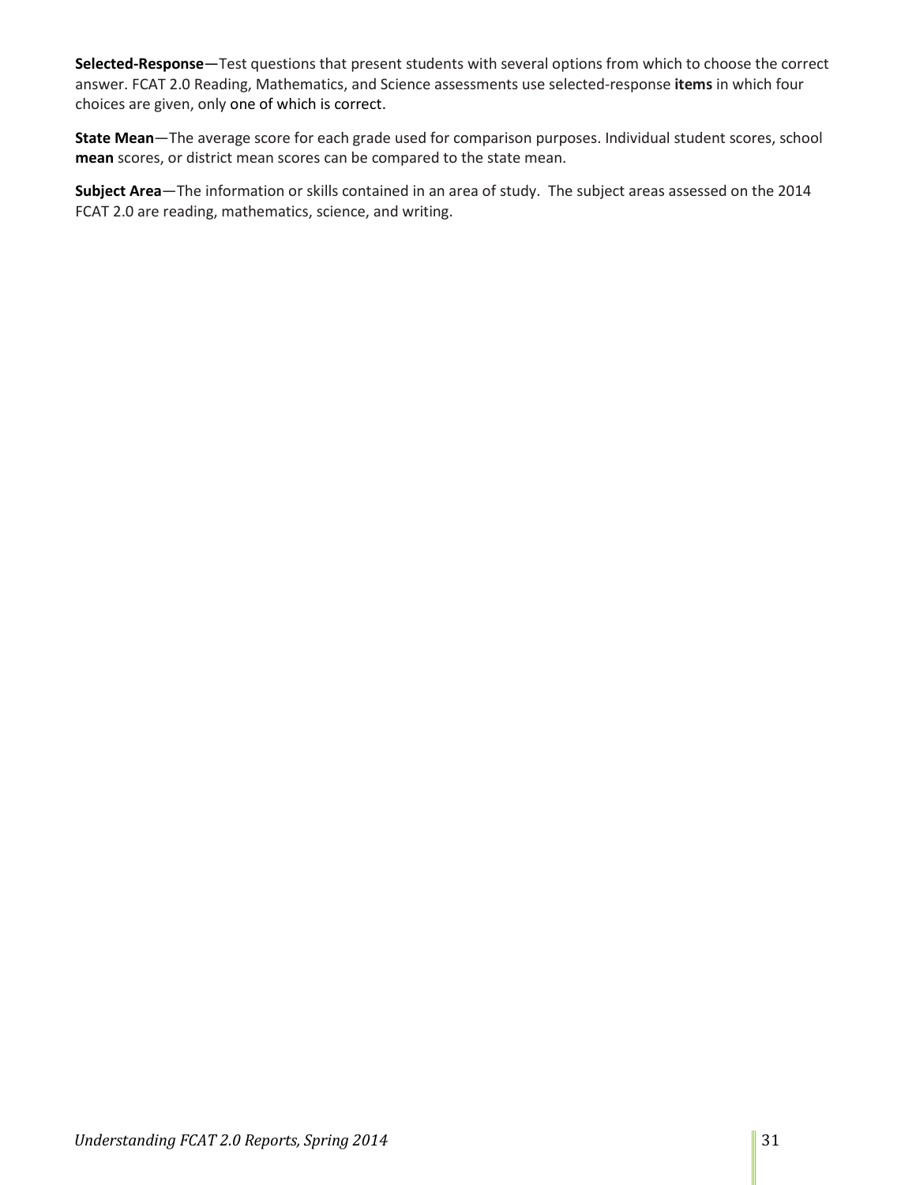**Selected-Response**—Test questions that present students with several options from which to choose the correct answer. FCAT 2.0 Reading, Mathematics, and Science assessments use selected-response **items** in which four choices are given, only one of which is correct.

**State Mean**—The average score for each grade used for comparison purposes. Individual student scores, school **mean** scores, or district mean scores can be compared to the state mean.

**Subject Area**—The information or skills contained in an area of study. The subject areas assessed on the 2014 FCAT 2.0 are reading, mathematics, science, and writing.